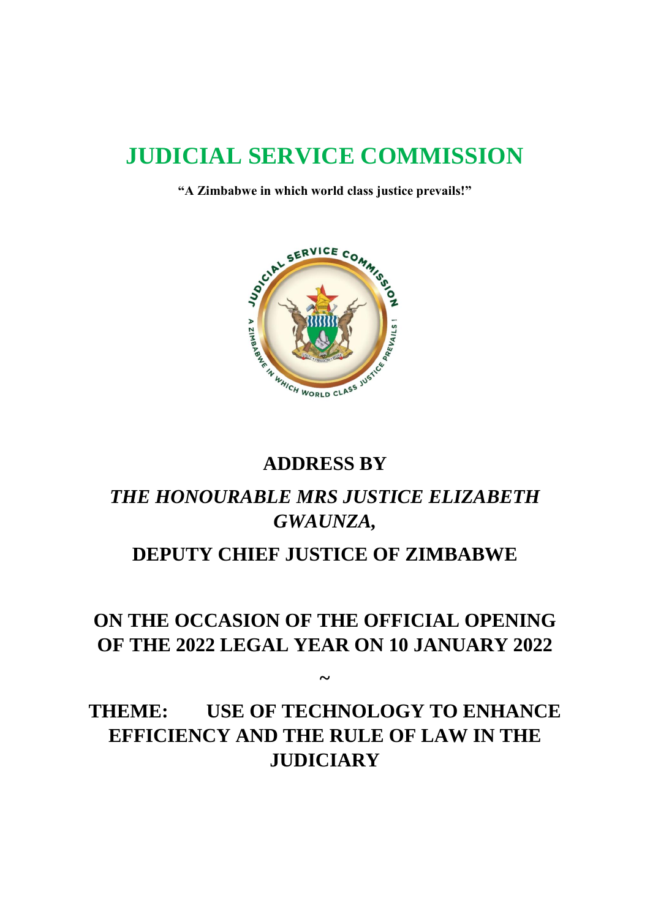# JUDICIAL SERVICE COMMISSION

**"A Zimbabwe in which world class justice prevails!"**

## ADDRESS BY

## *THE HONOURABLE MRS JUSTICE ELIZABETH GWAUNZA,*

## DEPUTY CHIEF JUSTICE OF ZIMBABWE

## ON THE OCCASION OF THE OFFICIAL OPENING OF THE 2022 LEGAL YEAR ON 10 JANUARY 2022

~

## THEME: USE OF TECHNOLOGY TO ENHANCE EFFICIENCY AND THE RULE OF LAW IN THE JUDICIARY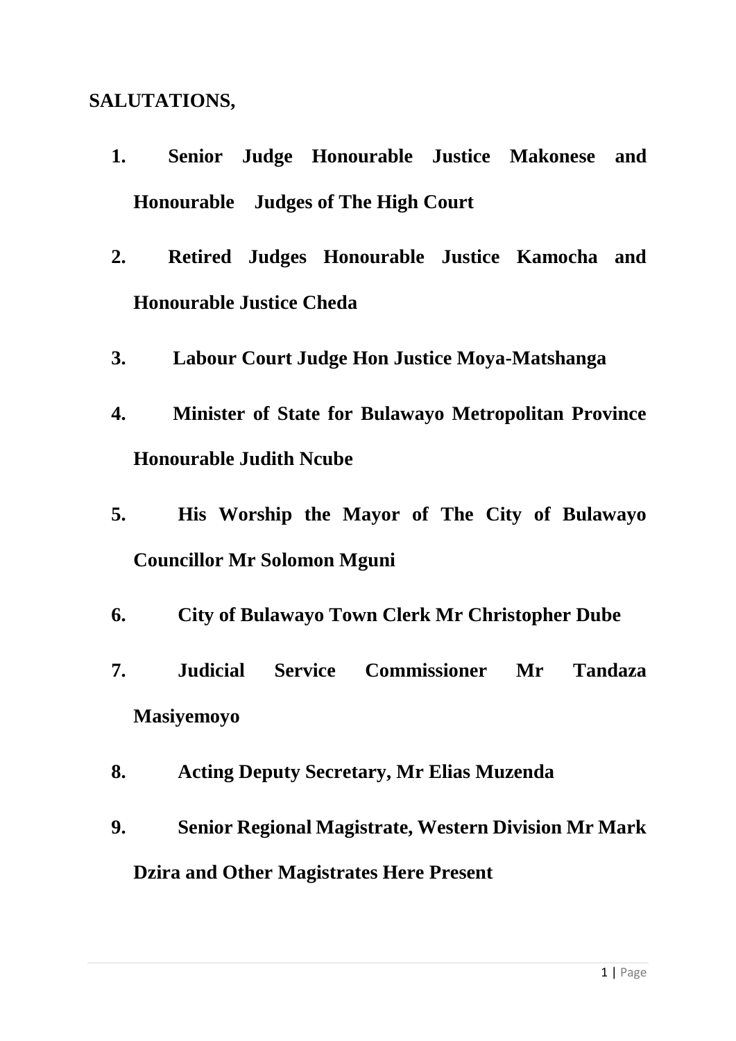**SALUTATIONS,**

1. **Senior Judge Honourable Justice Makonese and Honourable Judges of The High Court**
2. **Retired Judges Honourable Justice Kamocha and Honourable Justice Cheda**
3. **Labour Court Judge Hon Justice Moya-Matshanga**
4. **Minister of State for Bulawayo Metropolitan Province Honourable Judith Ncube**
5. **His Worship the Mayor of The City of Bulawayo Councillor Mr Solomon Mguni**
6. **City of Bulawayo Town Clerk Mr Christopher Dube**
7. **Judicial Service Commissioner Mr Tandaza Masiyemoyo**
8. **Acting Deputy Secretary, Mr Elias Muzenda**
9. **Senior Regional Magistrate, Western Division Mr Mark Dzira and Other Magistrates Here Present**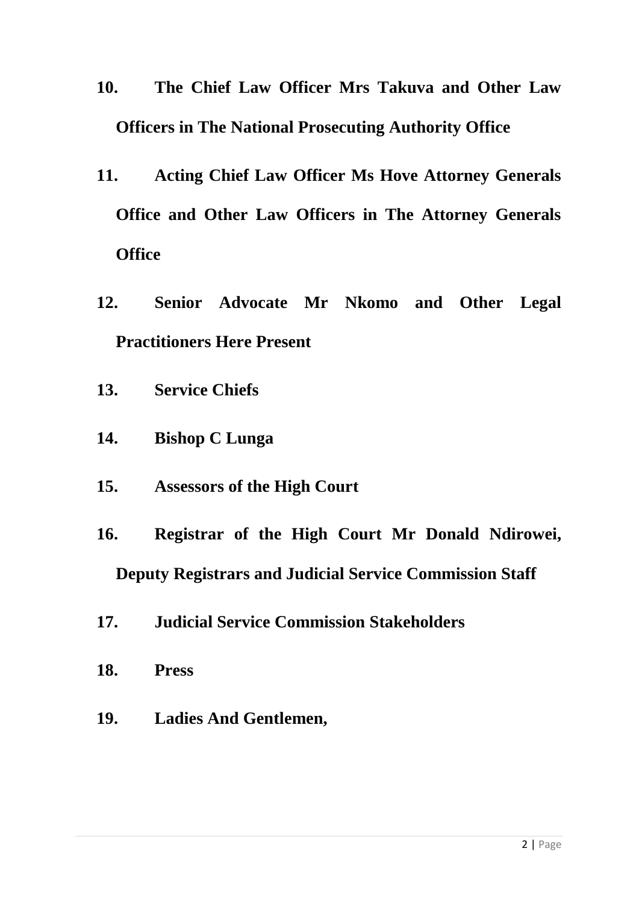10. **The Chief Law Officer Mrs Takuva and Other Law Officers in The National Prosecuting Authority Office**

11. **Acting Chief Law Officer Ms Hove Attorney Generals Office and Other Law Officers in The Attorney Generals Office**

12. **Senior Advocate Mr Nkomo and Other Legal Practitioners Here Present**

13. **Service Chiefs**

14. **Bishop C Lunga**

15. **Assessors of the High Court**

16. **Registrar of the High Court Mr Donald Ndirowei, Deputy Registrars and Judicial Service Commission Staff**

17. **Judicial Service Commission Stakeholders**

18. **Press**

19. **Ladies And Gentlemen,**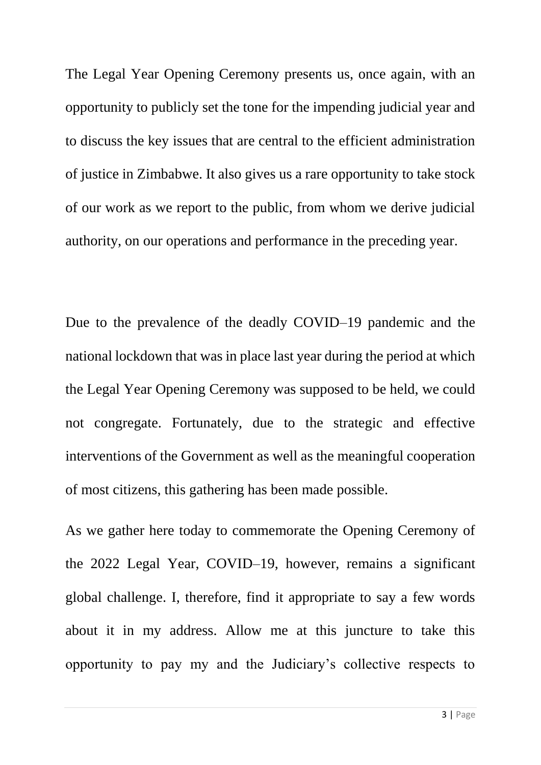The Legal Year Opening Ceremony presents us, once again, with an opportunity to publicly set the tone for the impending judicial year and to discuss the key issues that are central to the efficient administration of justice in Zimbabwe. It also gives us a rare opportunity to take stock of our work as we report to the public, from whom we derive judicial authority, on our operations and performance in the preceding year.

Due to the prevalence of the deadly COVID–19 pandemic and the national lockdown that was in place last year during the period at which the Legal Year Opening Ceremony was supposed to be held, we could not congregate. Fortunately, due to the strategic and effective interventions of the Government as well as the meaningful cooperation of most citizens, this gathering has been made possible.

As we gather here today to commemorate the Opening Ceremony of the 2022 Legal Year, COVID–19, however, remains a significant global challenge. I, therefore, find it appropriate to say a few words about it in my address. Allow me at this juncture to take this opportunity to pay my and the Judiciary's collective respects to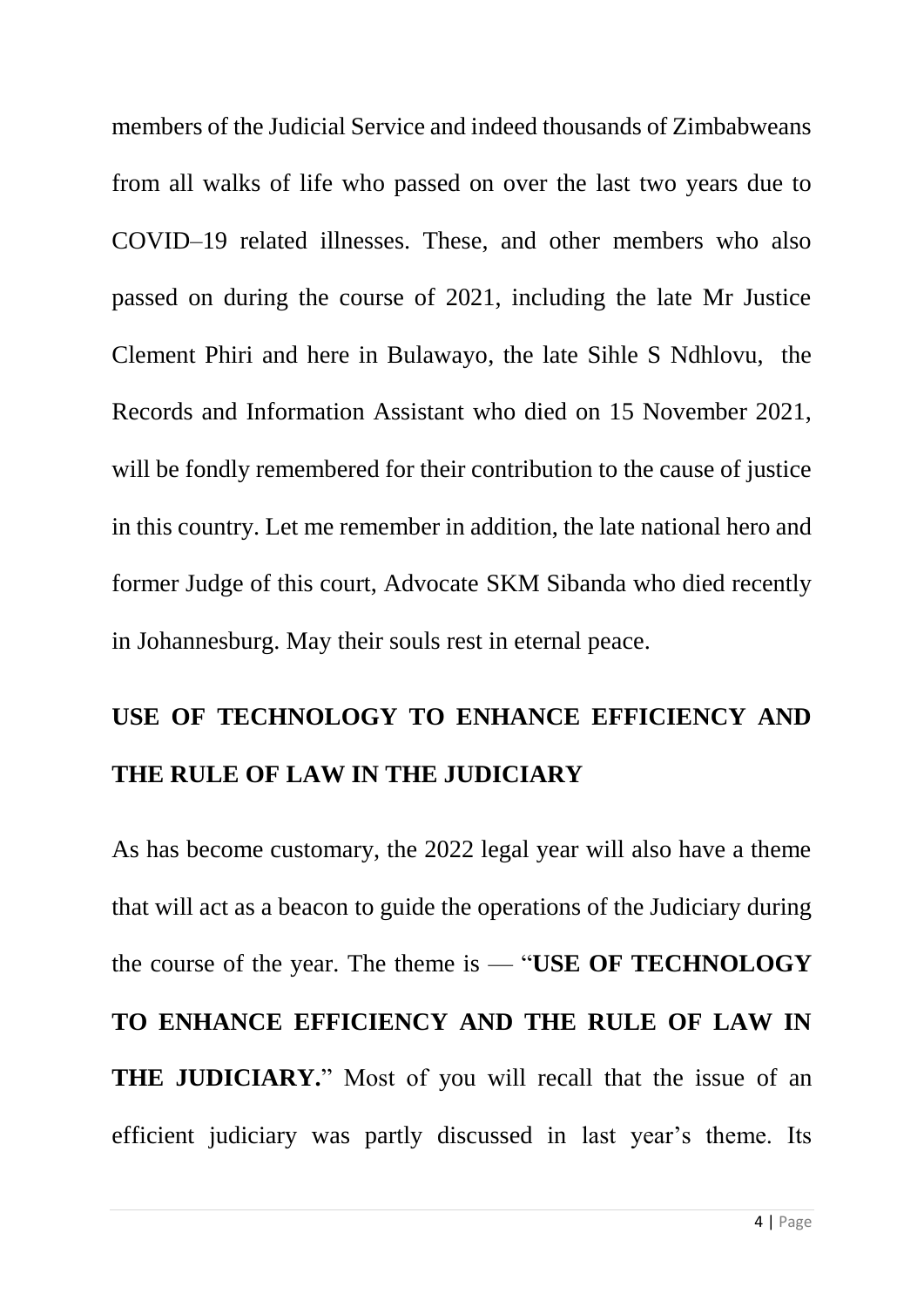members of the Judicial Service and indeed thousands of Zimbabweans from all walks of life who passed on over the last two years due to COVID–19 related illnesses. These, and other members who also passed on during the course of 2021, including the late Mr Justice Clement Phiri and here in Bulawayo, the late Sihle S Ndhlovu, the Records and Information Assistant who died on 15 November 2021, will be fondly remembered for their contribution to the cause of justice in this country. Let me remember in addition, the late national hero and former Judge of this court, Advocate SKM Sibanda who died recently in Johannesburg. May their souls rest in eternal peace.

## USE OF TECHNOLOGY TO ENHANCE EFFICIENCY AND THE RULE OF LAW IN THE JUDICIARY

As has become customary, the 2022 legal year will also have a theme that will act as a beacon to guide the operations of the Judiciary during the course of the year. The theme is — "**USE OF TECHNOLOGY TO ENHANCE EFFICIENCY AND THE RULE OF LAW IN THE JUDICIARY.**" Most of you will recall that the issue of an efficient judiciary was partly discussed in last year's theme. Its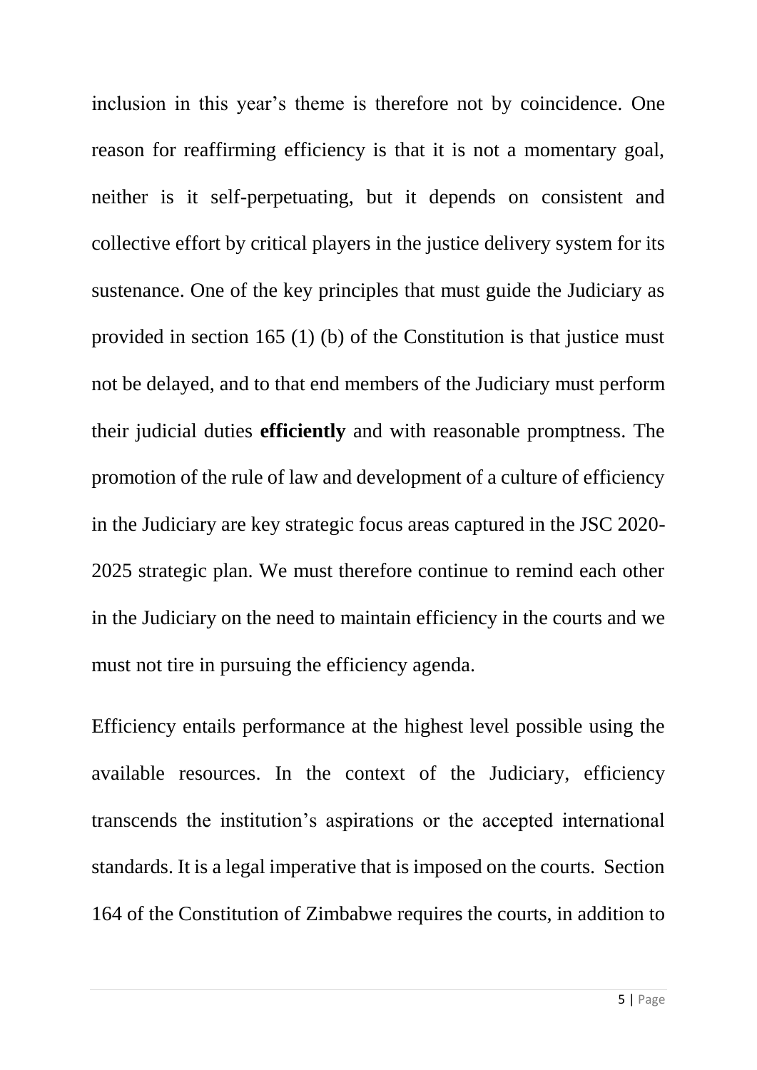inclusion in this year's theme is therefore not by coincidence. One reason for reaffirming efficiency is that it is not a momentary goal, neither is it self-perpetuating, but it depends on consistent and collective effort by critical players in the justice delivery system for its sustenance. One of the key principles that must guide the Judiciary as provided in section 165 (1) (b) of the Constitution is that justice must not be delayed, and to that end members of the Judiciary must perform their judicial duties **efficiently** and with reasonable promptness. The promotion of the rule of law and development of a culture of efficiency in the Judiciary are key strategic focus areas captured in the JSC 2020-2025 strategic plan. We must therefore continue to remind each other in the Judiciary on the need to maintain efficiency in the courts and we must not tire in pursuing the efficiency agenda.

Efficiency entails performance at the highest level possible using the available resources. In the context of the Judiciary, efficiency transcends the institution's aspirations or the accepted international standards. It is a legal imperative that is imposed on the courts. Section 164 of the Constitution of Zimbabwe requires the courts, in addition to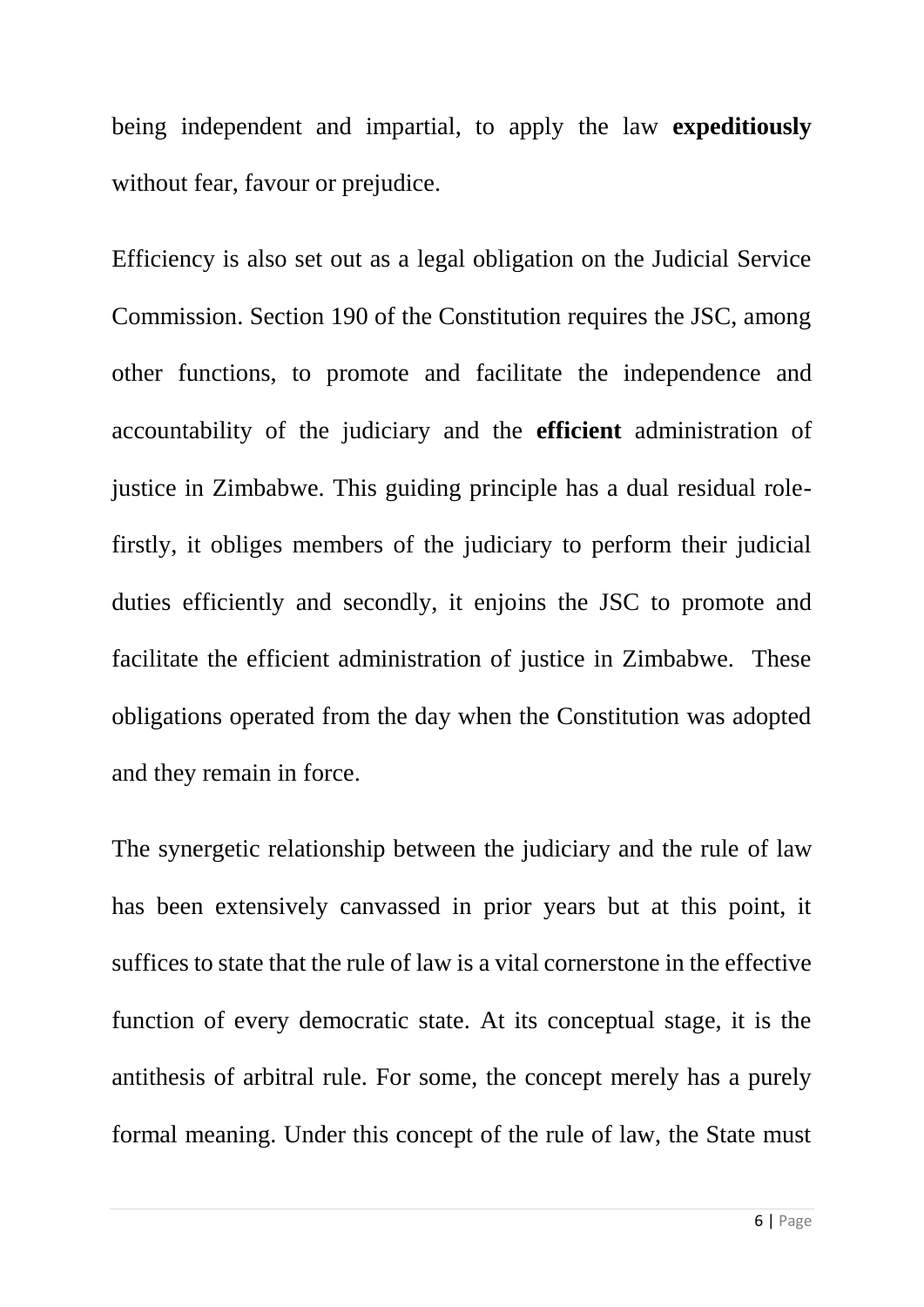being independent and impartial, to apply the law **expeditiously** without fear, favour or prejudice.

Efficiency is also set out as a legal obligation on the Judicial Service Commission. Section 190 of the Constitution requires the JSC, among other functions, to promote and facilitate the independence and accountability of the judiciary and the **efficient** administration of justice in Zimbabwe. This guiding principle has a dual residual role- firstly, it obliges members of the judiciary to perform their judicial duties efficiently and secondly, it enjoins the JSC to promote and facilitate the efficient administration of justice in Zimbabwe. These obligations operated from the day when the Constitution was adopted and they remain in force.

The synergetic relationship between the judiciary and the rule of law has been extensively canvassed in prior years but at this point, it suffices to state that the rule of law is a vital cornerstone in the effective function of every democratic state. At its conceptual stage, it is the antithesis of arbitral rule. For some, the concept merely has a purely formal meaning. Under this concept of the rule of law, the State must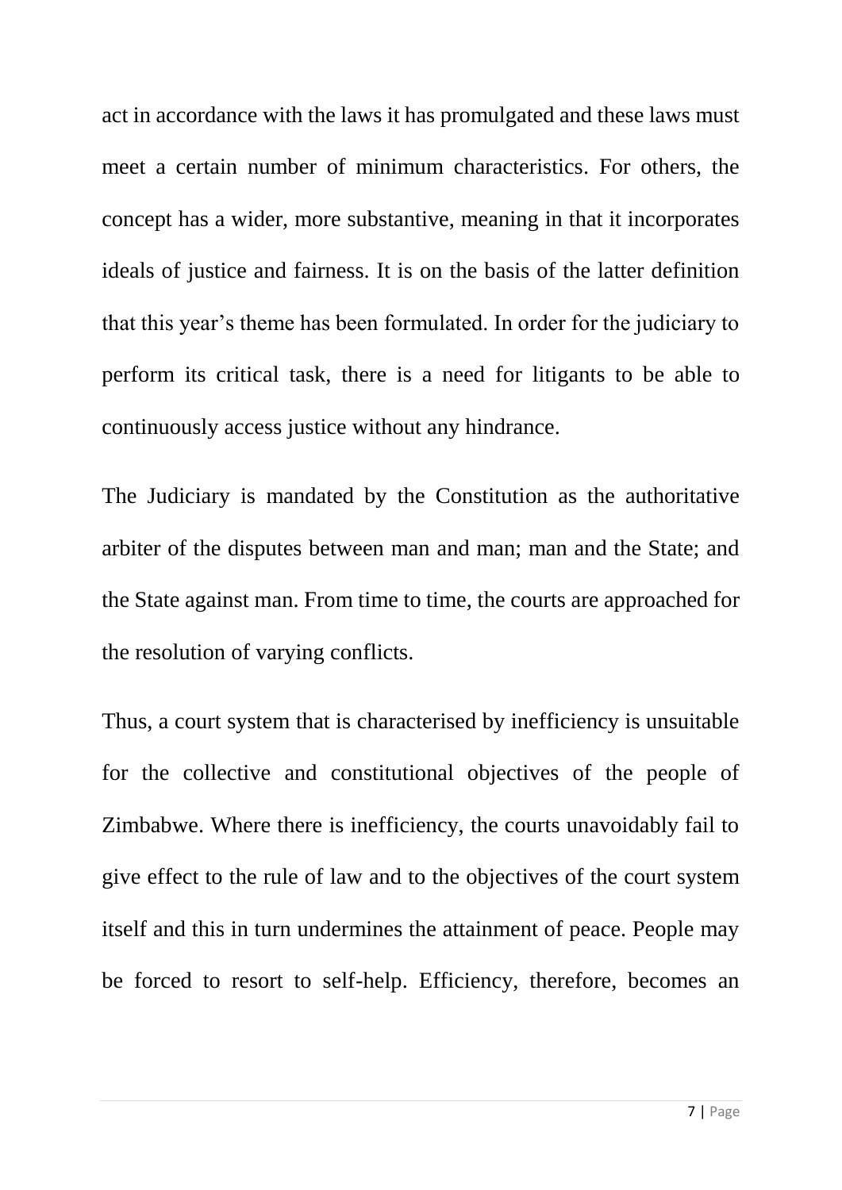act in accordance with the laws it has promulgated and these laws must meet a certain number of minimum characteristics. For others, the concept has a wider, more substantive, meaning in that it incorporates ideals of justice and fairness. It is on the basis of the latter definition that this year's theme has been formulated. In order for the judiciary to perform its critical task, there is a need for litigants to be able to continuously access justice without any hindrance.

The Judiciary is mandated by the Constitution as the authoritative arbiter of the disputes between man and man; man and the State; and the State against man. From time to time, the courts are approached for the resolution of varying conflicts.

Thus, a court system that is characterised by inefficiency is unsuitable for the collective and constitutional objectives of the people of Zimbabwe. Where there is inefficiency, the courts unavoidably fail to give effect to the rule of law and to the objectives of the court system itself and this in turn undermines the attainment of peace. People may be forced to resort to self-help. Efficiency, therefore, becomes an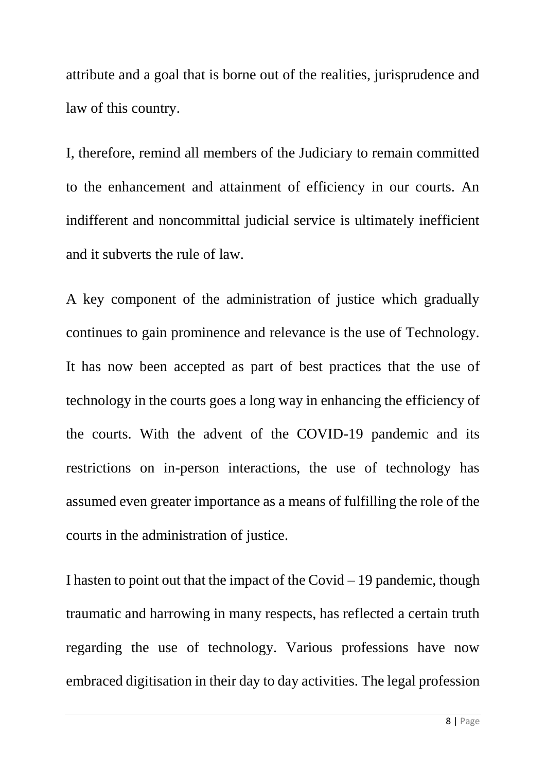attribute and a goal that is borne out of the realities, jurisprudence and law of this country.

I, therefore, remind all members of the Judiciary to remain committed to the enhancement and attainment of efficiency in our courts. An indifferent and noncommittal judicial service is ultimately inefficient and it subverts the rule of law.

A key component of the administration of justice which gradually continues to gain prominence and relevance is the use of Technology. It has now been accepted as part of best practices that the use of technology in the courts goes a long way in enhancing the efficiency of the courts. With the advent of the COVID-19 pandemic and its restrictions on in-person interactions, the use of technology has assumed even greater importance as a means of fulfilling the role of the courts in the administration of justice.

I hasten to point out that the impact of the Covid – 19 pandemic, though traumatic and harrowing in many respects, has reflected a certain truth regarding the use of technology. Various professions have now embraced digitisation in their day to day activities. The legal profession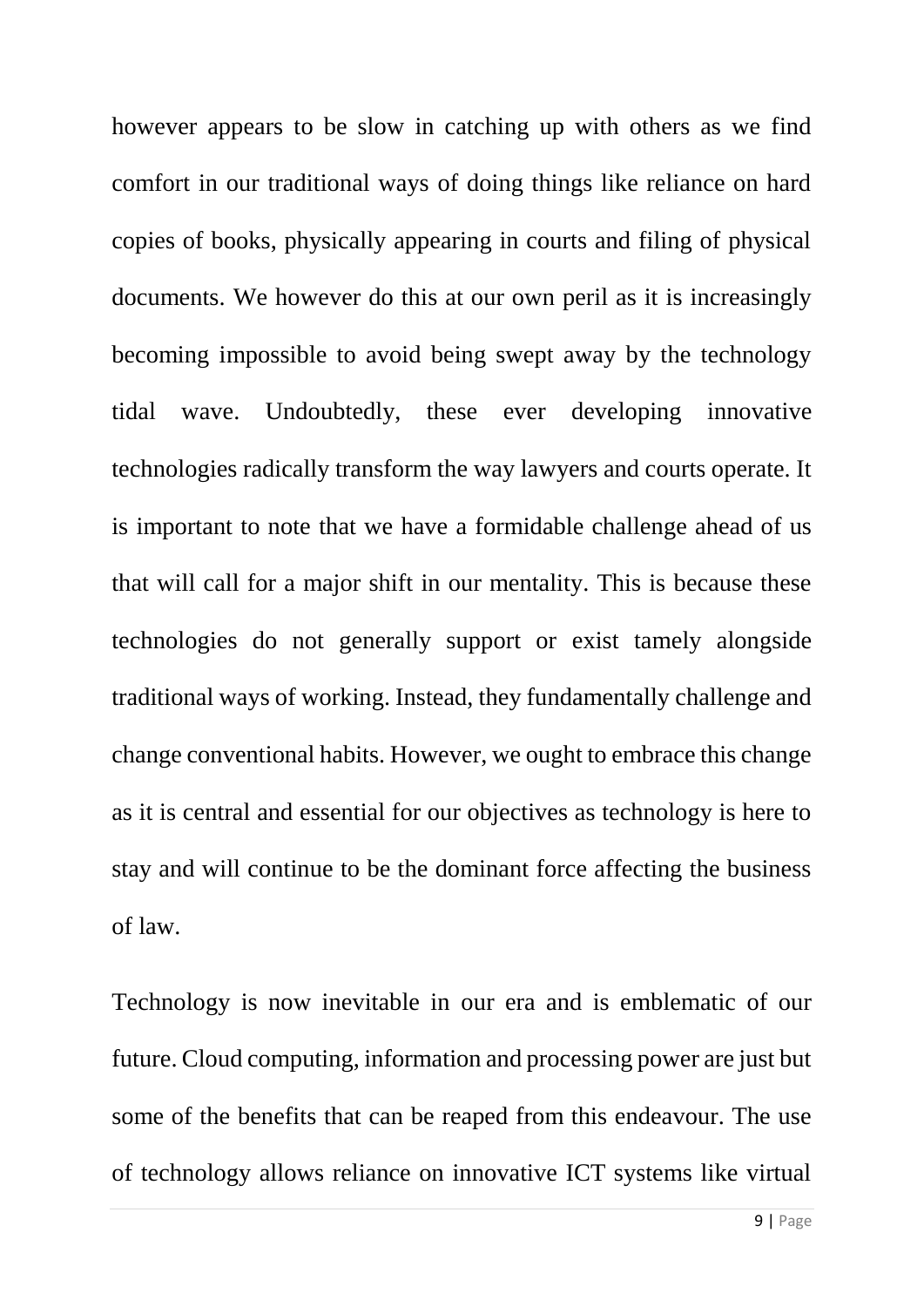however appears to be slow in catching up with others as we find comfort in our traditional ways of doing things like reliance on hard copies of books, physically appearing in courts and filing of physical documents. We however do this at our own peril as it is increasingly becoming impossible to avoid being swept away by the technology tidal wave. Undoubtedly, these ever developing innovative technologies radically transform the way lawyers and courts operate. It is important to note that we have a formidable challenge ahead of us that will call for a major shift in our mentality. This is because these technologies do not generally support or exist tamely alongside traditional ways of working. Instead, they fundamentally challenge and change conventional habits. However, we ought to embrace this change as it is central and essential for our objectives as technology is here to stay and will continue to be the dominant force affecting the business of law.

Technology is now inevitable in our era and is emblematic of our future. Cloud computing, information and processing power are just but some of the benefits that can be reaped from this endeavour. The use of technology allows reliance on innovative ICT systems like virtual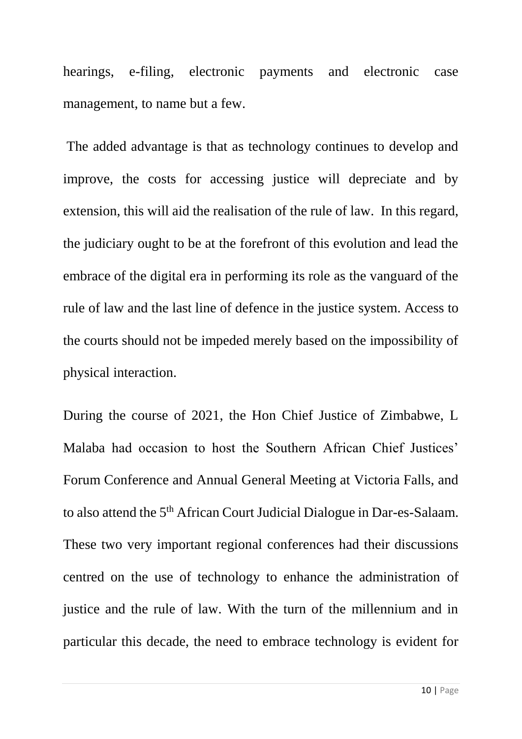hearings, e-filing, electronic payments and electronic case management, to name but a few.

The added advantage is that as technology continues to develop and improve, the costs for accessing justice will depreciate and by extension, this will aid the realisation of the rule of law. In this regard, the judiciary ought to be at the forefront of this evolution and lead the embrace of the digital era in performing its role as the vanguard of the rule of law and the last line of defence in the justice system. Access to the courts should not be impeded merely based on the impossibility of physical interaction.

During the course of 2021, the Hon Chief Justice of Zimbabwe, L Malaba had occasion to host the Southern African Chief Justices' Forum Conference and Annual General Meeting at Victoria Falls, and to also attend the 5th African Court Judicial Dialogue in Dar-es-Salaam. These two very important regional conferences had their discussions centred on the use of technology to enhance the administration of justice and the rule of law. With the turn of the millennium and in particular this decade, the need to embrace technology is evident for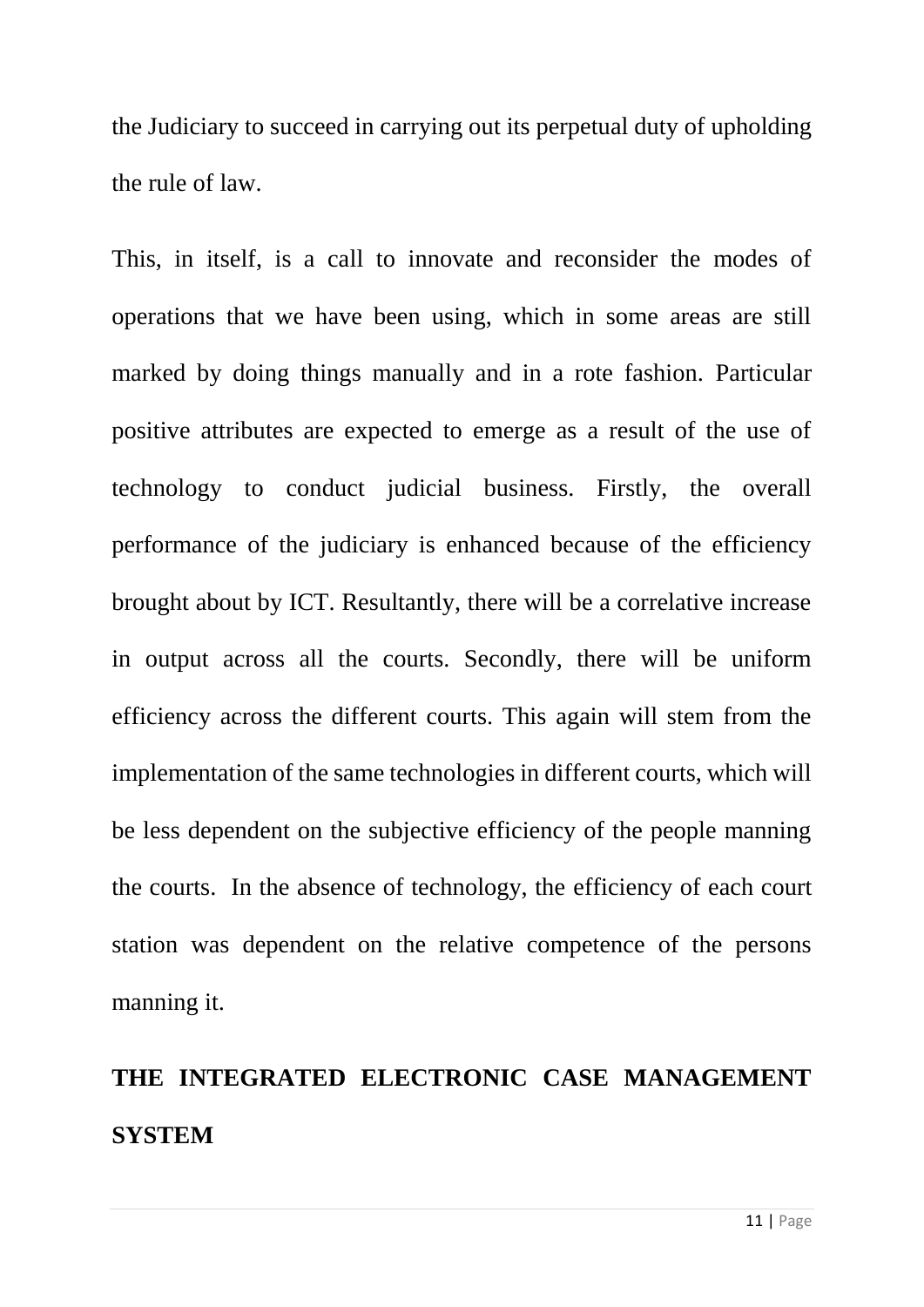the Judiciary to succeed in carrying out its perpetual duty of upholding the rule of law.

This, in itself, is a call to innovate and reconsider the modes of operations that we have been using, which in some areas are still marked by doing things manually and in a rote fashion. Particular positive attributes are expected to emerge as a result of the use of technology to conduct judicial business. Firstly, the overall performance of the judiciary is enhanced because of the efficiency brought about by ICT. Resultantly, there will be a correlative increase in output across all the courts. Secondly, there will be uniform efficiency across the different courts. This again will stem from the implementation of the same technologies in different courts, which will be less dependent on the subjective efficiency of the people manning the courts. In the absence of technology, the efficiency of each court station was dependent on the relative competence of the persons manning it.

## THE INTEGRATED ELECTRONIC CASE MANAGEMENT SYSTEM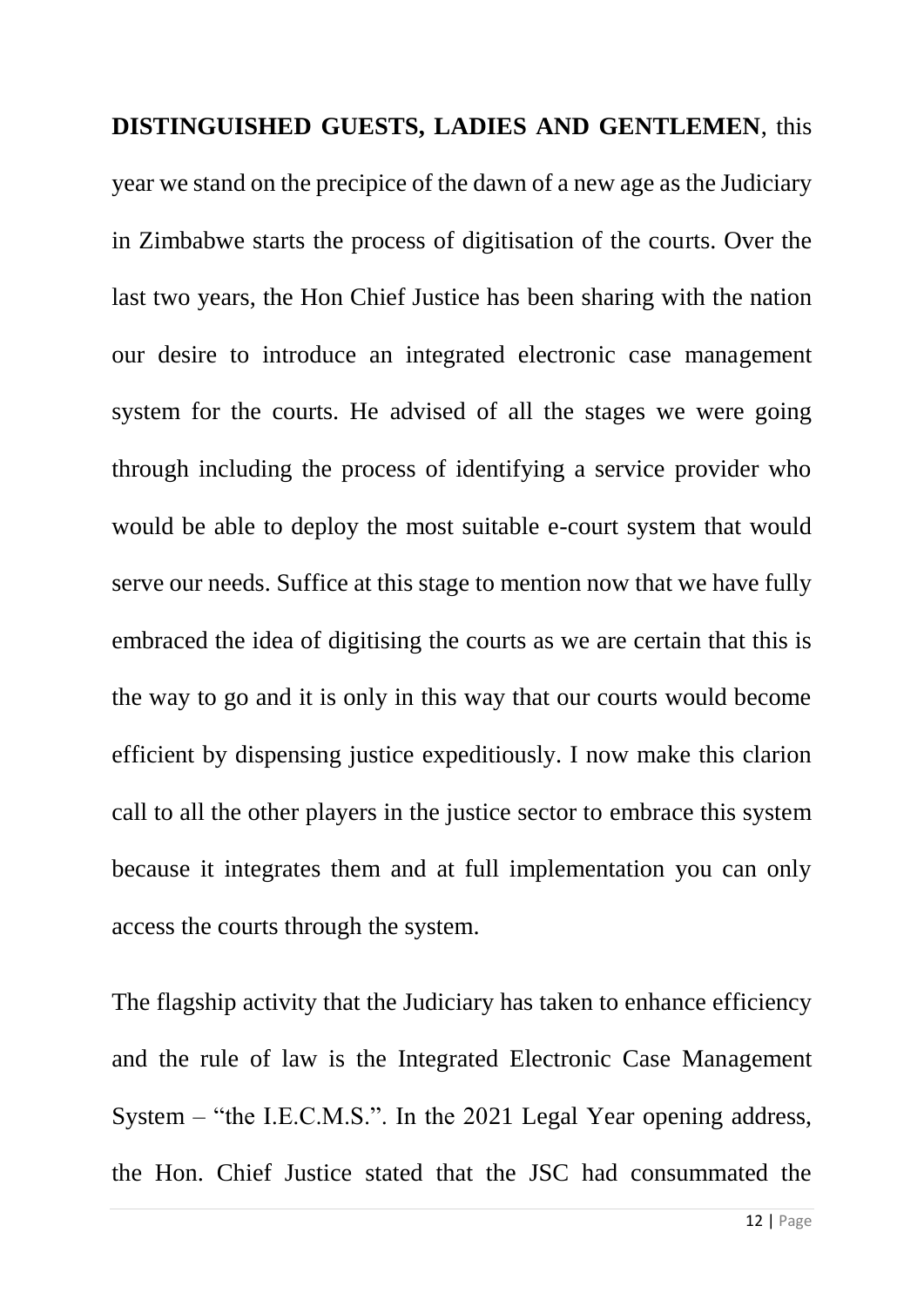**DISTINGUISHED GUESTS, LADIES AND GENTLEMEN**, this year we stand on the precipice of the dawn of a new age as the Judiciary in Zimbabwe starts the process of digitisation of the courts. Over the last two years, the Hon Chief Justice has been sharing with the nation our desire to introduce an integrated electronic case management system for the courts. He advised of all the stages we were going through including the process of identifying a service provider who would be able to deploy the most suitable e-court system that would serve our needs. Suffice at this stage to mention now that we have fully embraced the idea of digitising the courts as we are certain that this is the way to go and it is only in this way that our courts would become efficient by dispensing justice expeditiously. I now make this clarion call to all the other players in the justice sector to embrace this system because it integrates them and at full implementation you can only access the courts through the system.

The flagship activity that the Judiciary has taken to enhance efficiency and the rule of law is the Integrated Electronic Case Management System – "the I.E.C.M.S.". In the 2021 Legal Year opening address, the Hon. Chief Justice stated that the JSC had consummated the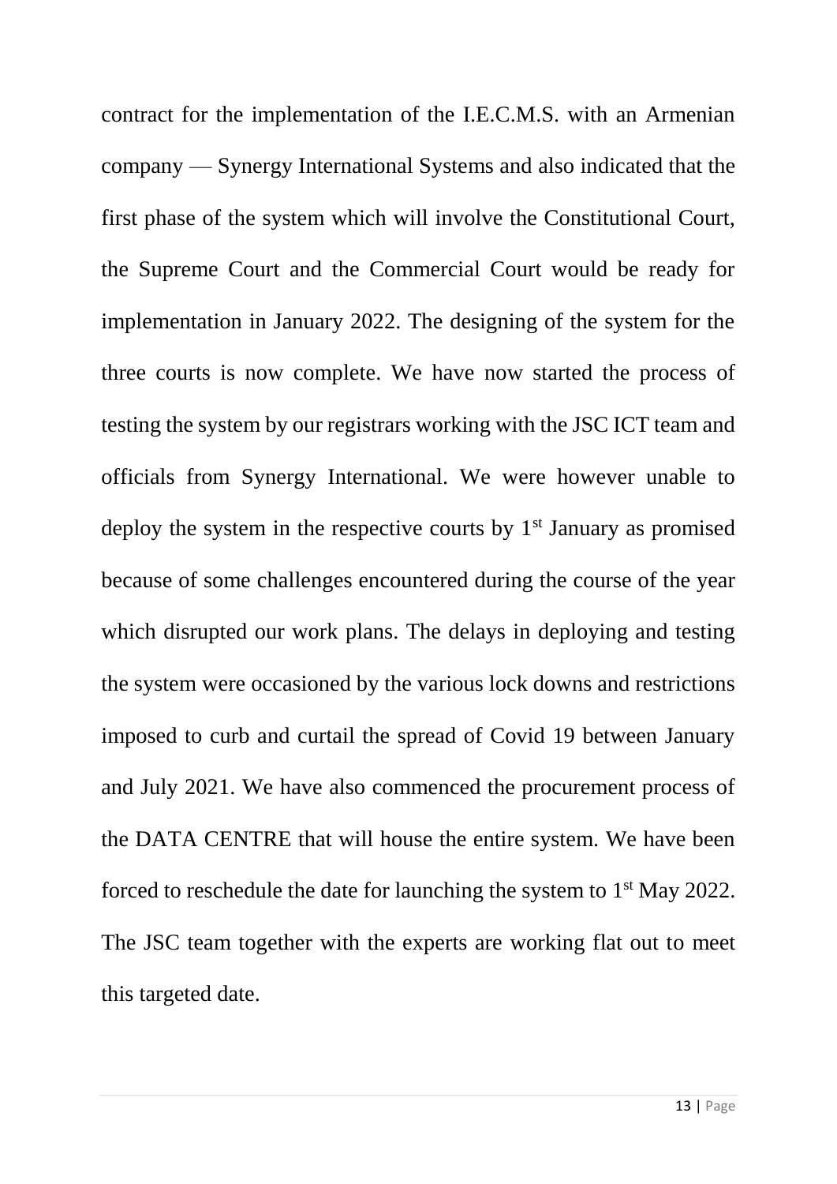contract for the implementation of the I.E.C.M.S. with an Armenian company — Synergy International Systems and also indicated that the first phase of the system which will involve the Constitutional Court, the Supreme Court and the Commercial Court would be ready for implementation in January 2022. The designing of the system for the three courts is now complete. We have now started the process of testing the system by our registrars working with the JSC ICT team and officials from Synergy International. We were however unable to deploy the system in the respective courts by 1st January as promised because of some challenges encountered during the course of the year which disrupted our work plans. The delays in deploying and testing the system were occasioned by the various lock downs and restrictions imposed to curb and curtail the spread of Covid 19 between January and July 2021. We have also commenced the procurement process of the DATA CENTRE that will house the entire system. We have been forced to reschedule the date for launching the system to 1st May 2022. The JSC team together with the experts are working flat out to meet this targeted date.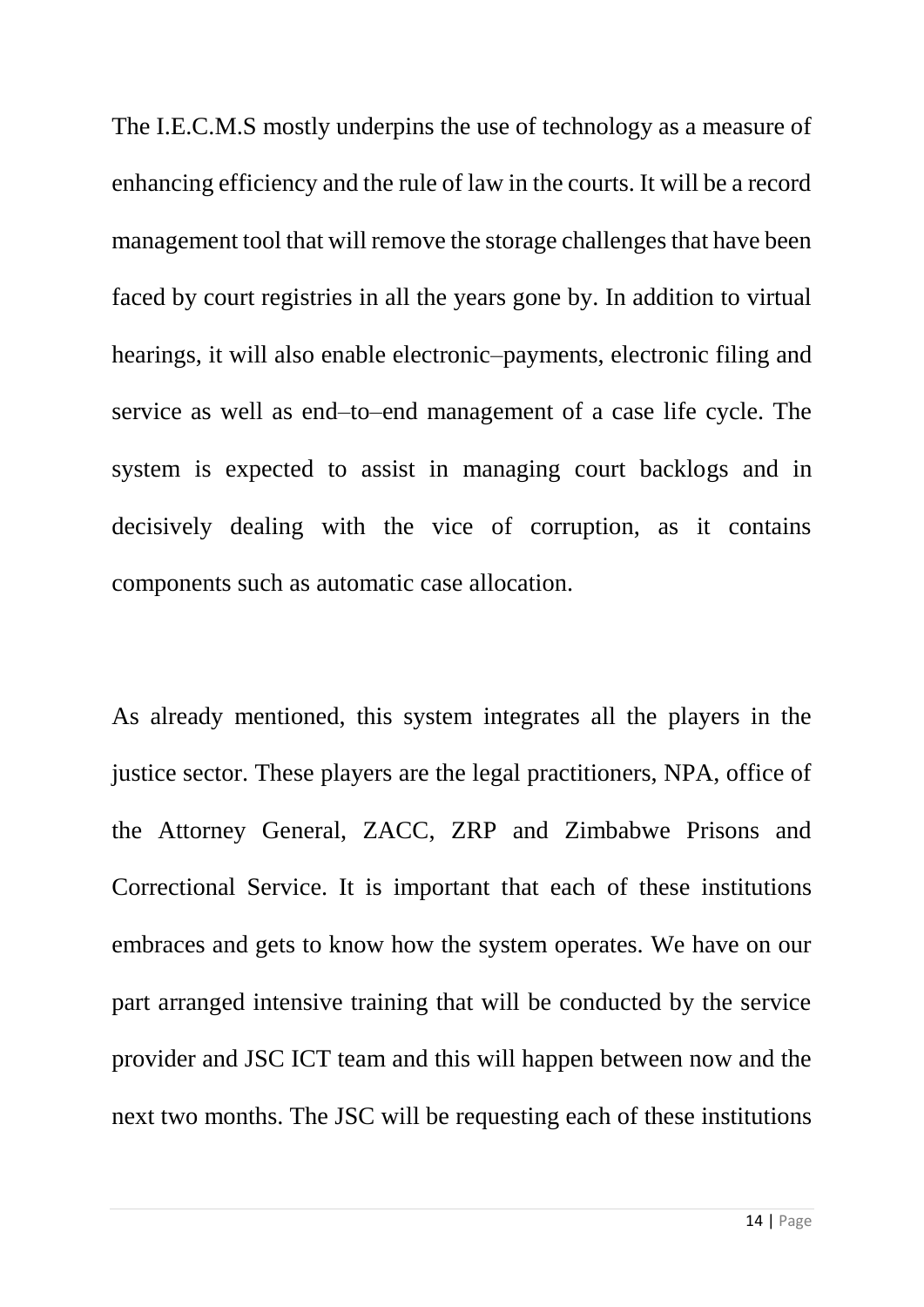The I.E.C.M.S mostly underpins the use of technology as a measure of enhancing efficiency and the rule of law in the courts. It will be a record management tool that will remove the storage challenges that have been faced by court registries in all the years gone by. In addition to virtual hearings, it will also enable electronic–payments, electronic filing and service as well as end–to–end management of a case life cycle. The system is expected to assist in managing court backlogs and in decisively dealing with the vice of corruption, as it contains components such as automatic case allocation.

As already mentioned, this system integrates all the players in the justice sector. These players are the legal practitioners, NPA, office of the Attorney General, ZACC, ZRP and Zimbabwe Prisons and Correctional Service. It is important that each of these institutions embraces and gets to know how the system operates. We have on our part arranged intensive training that will be conducted by the service provider and JSC ICT team and this will happen between now and the next two months. The JSC will be requesting each of these institutions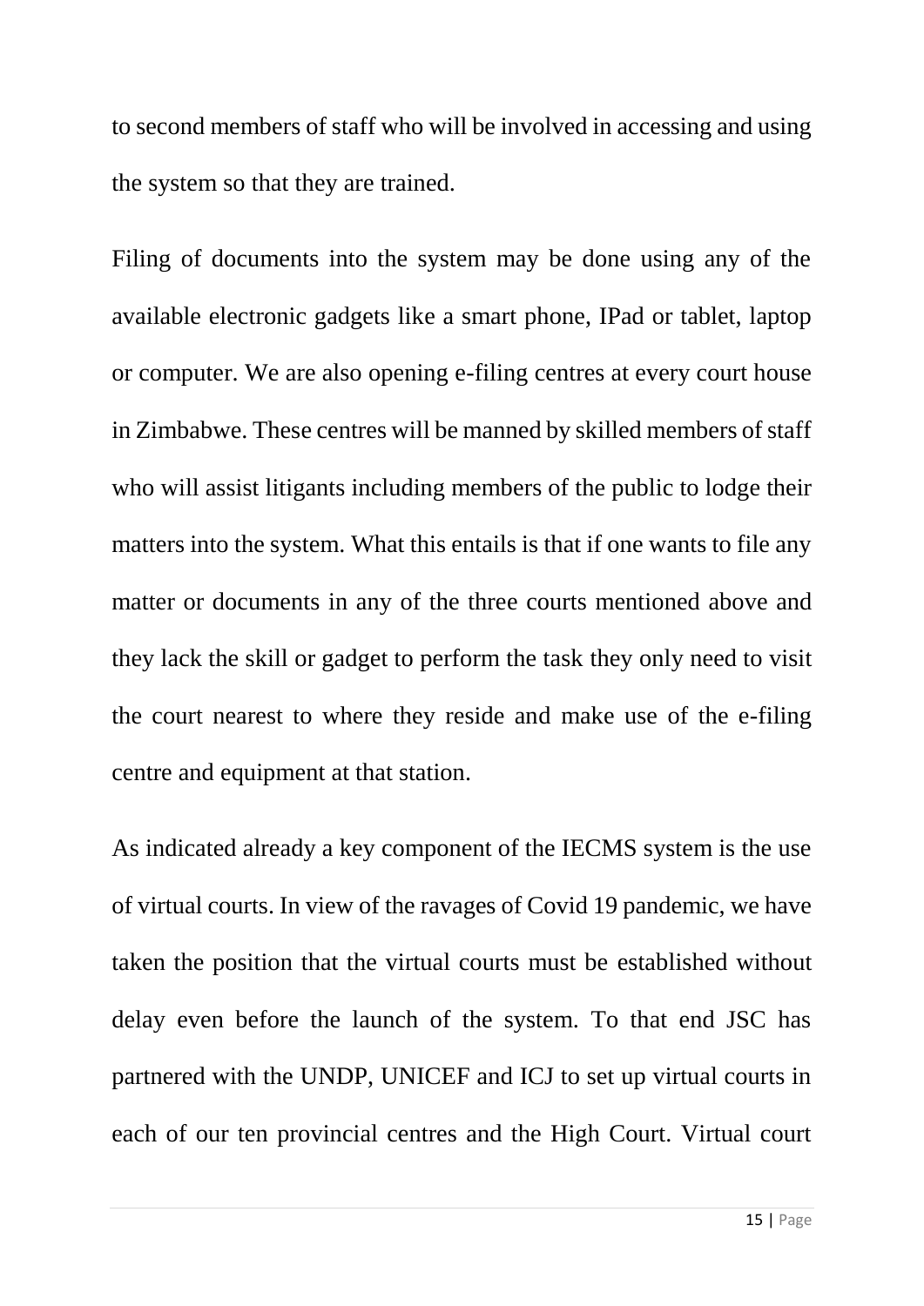to second members of staff who will be involved in accessing and using the system so that they are trained.

Filing of documents into the system may be done using any of the available electronic gadgets like a smart phone, IPad or tablet, laptop or computer. We are also opening e-filing centres at every court house in Zimbabwe. These centres will be manned by skilled members of staff who will assist litigants including members of the public to lodge their matters into the system. What this entails is that if one wants to file any matter or documents in any of the three courts mentioned above and they lack the skill or gadget to perform the task they only need to visit the court nearest to where they reside and make use of the e-filing centre and equipment at that station.

As indicated already a key component of the IECMS system is the use of virtual courts. In view of the ravages of Covid 19 pandemic, we have taken the position that the virtual courts must be established without delay even before the launch of the system. To that end JSC has partnered with the UNDP, UNICEF and ICJ to set up virtual courts in each of our ten provincial centres and the High Court. Virtual court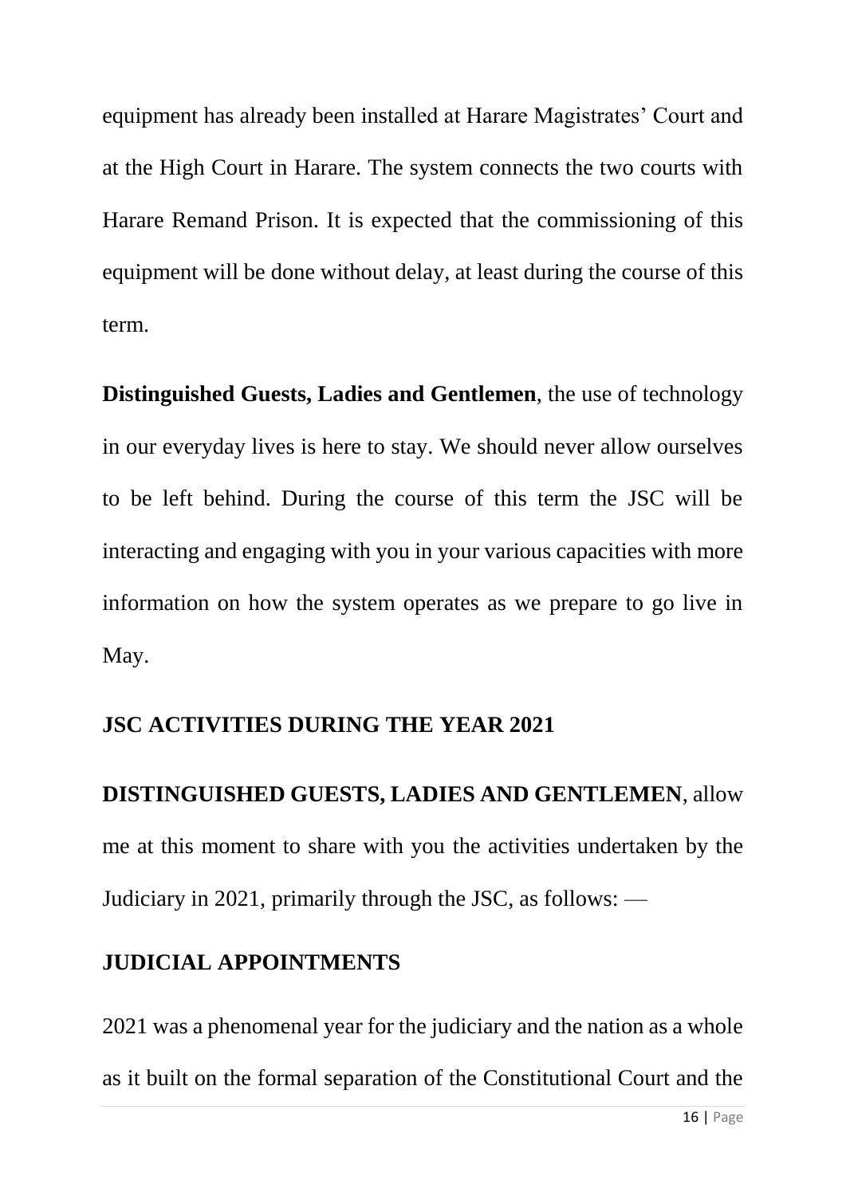equipment has already been installed at Harare Magistrates' Court and at the High Court in Harare. The system connects the two courts with Harare Remand Prison. It is expected that the commissioning of this equipment will be done without delay, at least during the course of this term.

**Distinguished Guests, Ladies and Gentlemen**, the use of technology in our everyday lives is here to stay. We should never allow ourselves to be left behind. During the course of this term the JSC will be interacting and engaging with you in your various capacities with more information on how the system operates as we prepare to go live in May.

## JSC ACTIVITIES DURING THE YEAR 2021

**DISTINGUISHED GUESTS, LADIES AND GENTLEMEN**, allow me at this moment to share with you the activities undertaken by the Judiciary in 2021, primarily through the JSC, as follows: —

## JUDICIAL APPOINTMENTS

2021 was a phenomenal year for the judiciary and the nation as a whole as it built on the formal separation of the Constitutional Court and the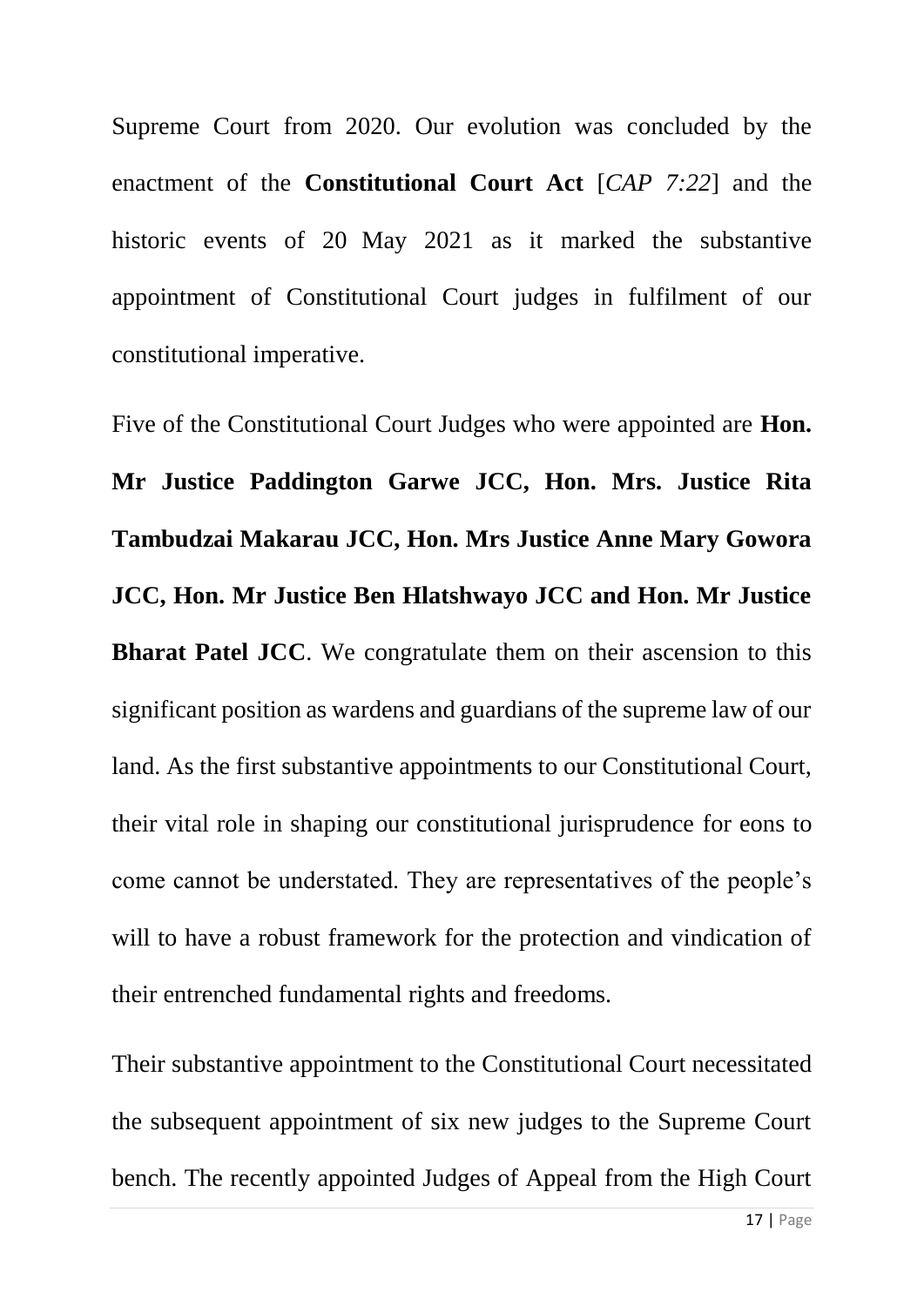Supreme Court from 2020. Our evolution was concluded by the enactment of the **Constitutional Court Act** [*CAP 7:22*] and the historic events of 20 May 2021 as it marked the substantive appointment of Constitutional Court judges in fulfilment of our constitutional imperative.

Five of the Constitutional Court Judges who were appointed are **Hon. Mr Justice Paddington Garwe JCC, Hon. Mrs. Justice Rita Tambudzai Makarau JCC, Hon. Mrs Justice Anne Mary Gowora JCC, Hon. Mr Justice Ben Hlatshwayo JCC and Hon. Mr Justice Bharat Patel JCC**. We congratulate them on their ascension to this significant position as wardens and guardians of the supreme law of our land. As the first substantive appointments to our Constitutional Court, their vital role in shaping our constitutional jurisprudence for eons to come cannot be understated. They are representatives of the people's will to have a robust framework for the protection and vindication of their entrenched fundamental rights and freedoms.

Their substantive appointment to the Constitutional Court necessitated the subsequent appointment of six new judges to the Supreme Court bench. The recently appointed Judges of Appeal from the High Court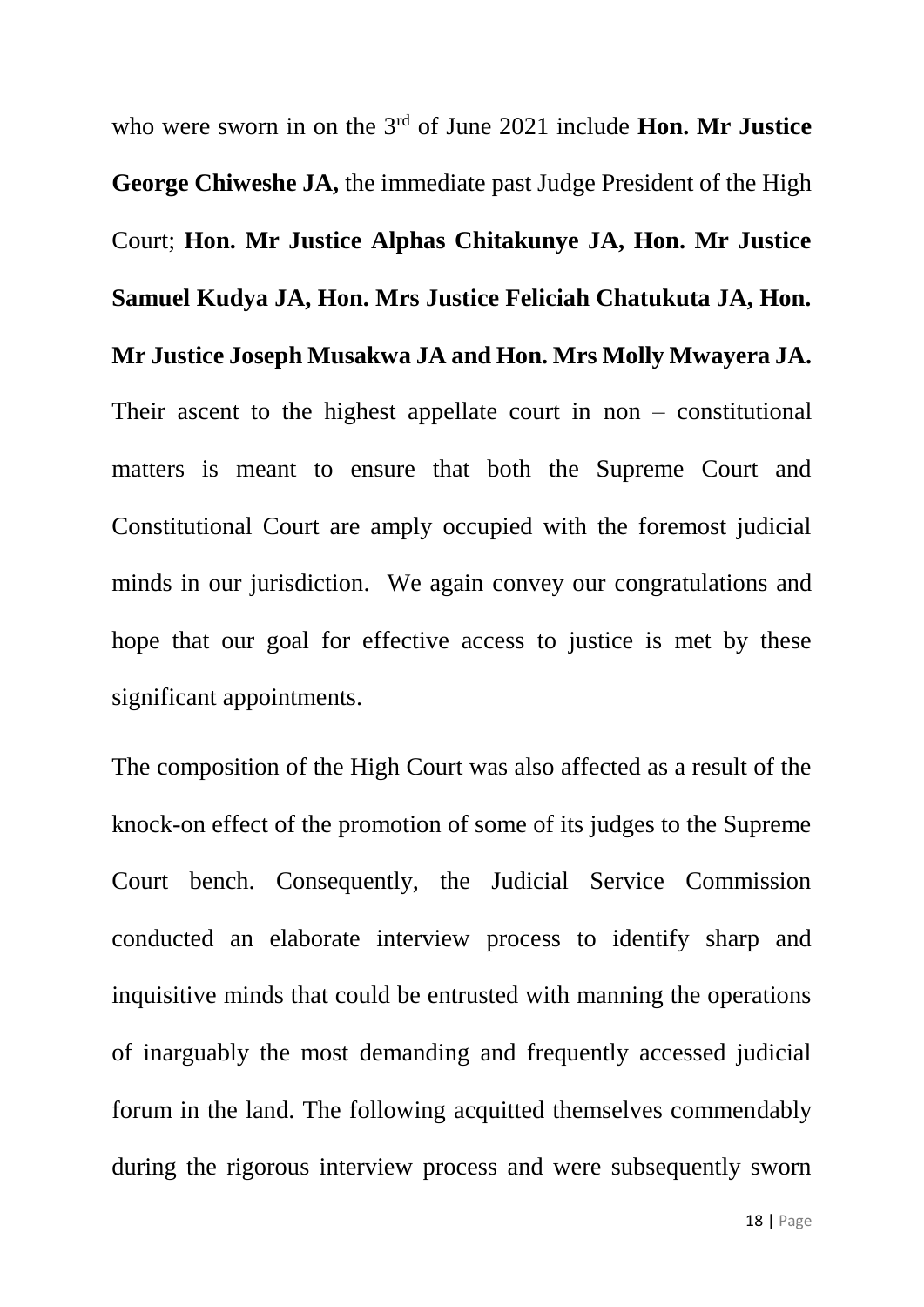who were sworn in on the 3rd of June 2021 include **Hon. Mr Justice George Chiweshe JA,** the immediate past Judge President of the High Court; **Hon. Mr Justice Alphas Chitakunye JA, Hon. Mr Justice Samuel Kudya JA, Hon. Mrs Justice Feliciah Chatukuta JA, Hon. Mr Justice Joseph Musakwa JA and Hon. Mrs Molly Mwayera JA.** Their ascent to the highest appellate court in non – constitutional matters is meant to ensure that both the Supreme Court and Constitutional Court are amply occupied with the foremost judicial minds in our jurisdiction. We again convey our congratulations and hope that our goal for effective access to justice is met by these significant appointments.

The composition of the High Court was also affected as a result of the knock-on effect of the promotion of some of its judges to the Supreme Court bench. Consequently, the Judicial Service Commission conducted an elaborate interview process to identify sharp and inquisitive minds that could be entrusted with manning the operations of inarguably the most demanding and frequently accessed judicial forum in the land. The following acquitted themselves commendably during the rigorous interview process and were subsequently sworn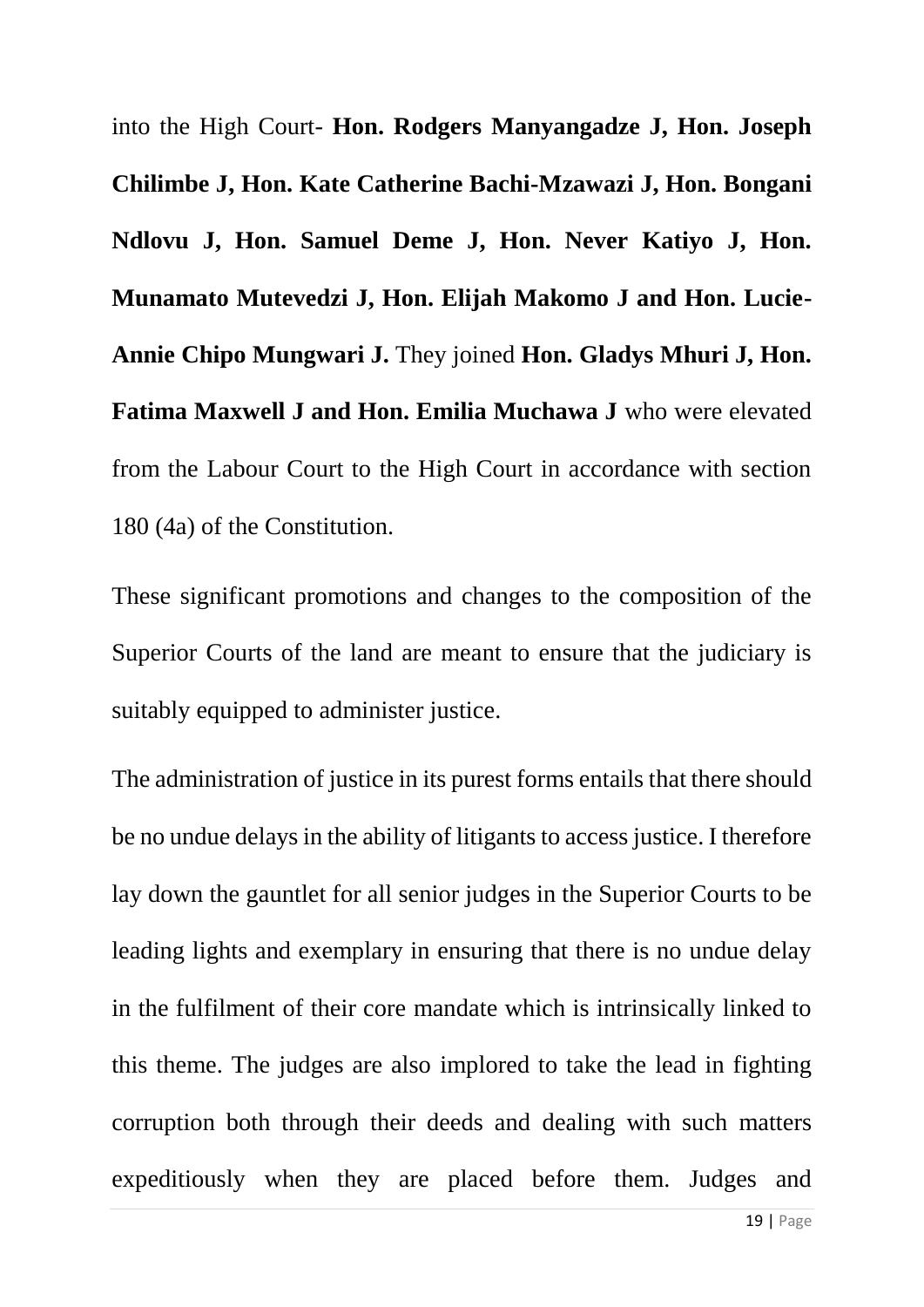into the High Court- **Hon. Rodgers Manyangadze J, Hon. Joseph Chilimbe J, Hon. Kate Catherine Bachi-Mzawazi J, Hon. Bongani Ndlovu J, Hon. Samuel Deme J, Hon. Never Katiyo J, Hon. Munamato Mutevedzi J, Hon. Elijah Makomo J and Hon. Lucie-Annie Chipo Mungwari J.** They joined **Hon. Gladys Mhuri J, Hon. Fatima Maxwell J and Hon. Emilia Muchawa J** who were elevated from the Labour Court to the High Court in accordance with section 180 (4a) of the Constitution.

These significant promotions and changes to the composition of the Superior Courts of the land are meant to ensure that the judiciary is suitably equipped to administer justice.

The administration of justice in its purest forms entails that there should be no undue delays in the ability of litigants to access justice. I therefore lay down the gauntlet for all senior judges in the Superior Courts to be leading lights and exemplary in ensuring that there is no undue delay in the fulfilment of their core mandate which is intrinsically linked to this theme. The judges are also implored to take the lead in fighting corruption both through their deeds and dealing with such matters expeditiously when they are placed before them. Judges and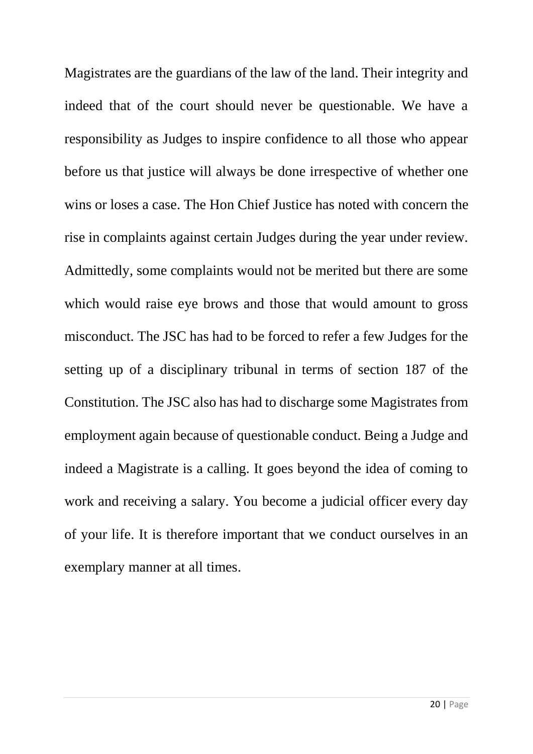Magistrates are the guardians of the law of the land. Their integrity and indeed that of the court should never be questionable. We have a responsibility as Judges to inspire confidence to all those who appear before us that justice will always be done irrespective of whether one wins or loses a case. The Hon Chief Justice has noted with concern the rise in complaints against certain Judges during the year under review. Admittedly, some complaints would not be merited but there are some which would raise eye brows and those that would amount to gross misconduct. The JSC has had to be forced to refer a few Judges for the setting up of a disciplinary tribunal in terms of section 187 of the Constitution. The JSC also has had to discharge some Magistrates from employment again because of questionable conduct. Being a Judge and indeed a Magistrate is a calling. It goes beyond the idea of coming to work and receiving a salary. You become a judicial officer every day of your life. It is therefore important that we conduct ourselves in an exemplary manner at all times.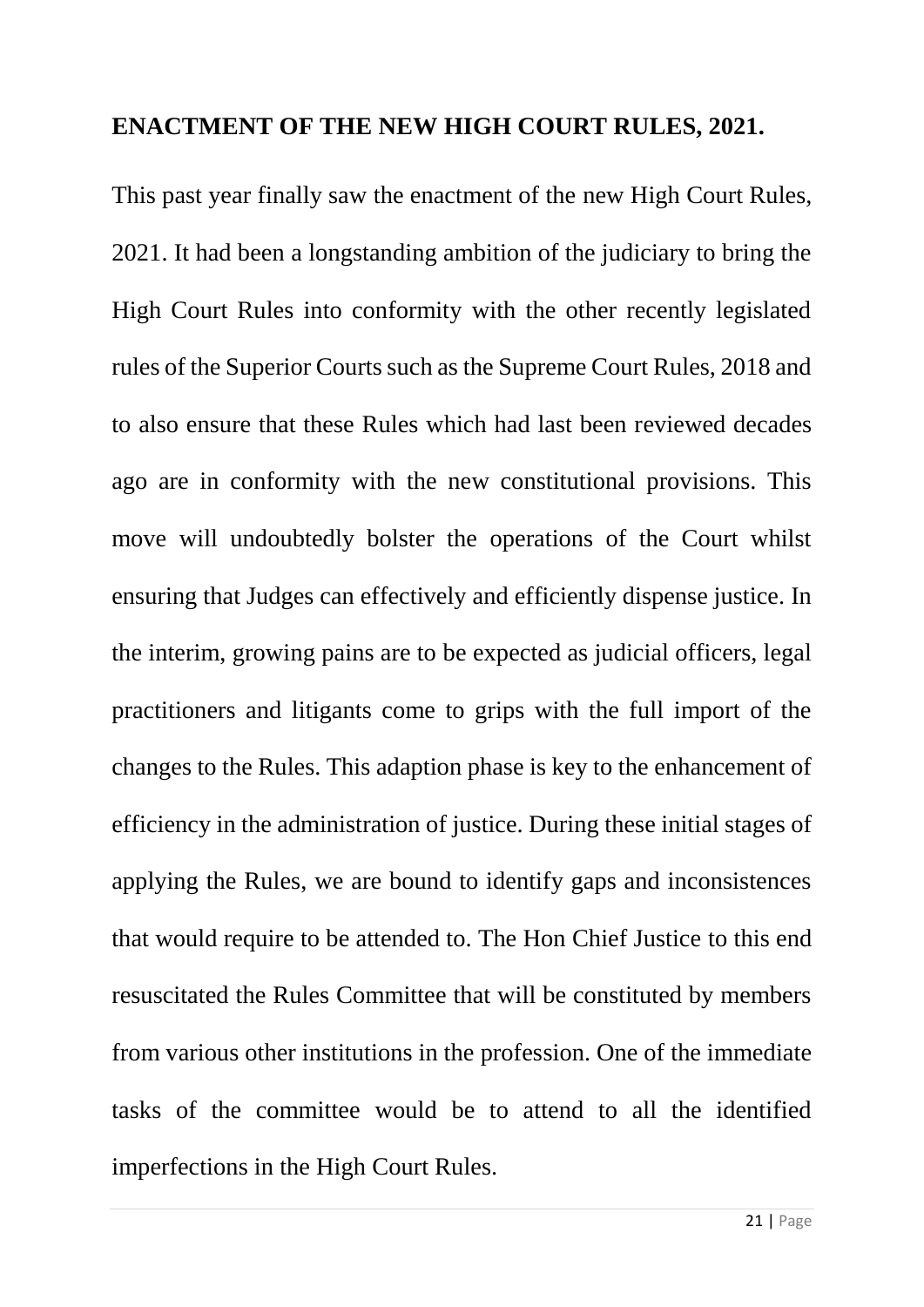## ENACTMENT OF THE NEW HIGH COURT RULES, 2021.

This past year finally saw the enactment of the new High Court Rules, 2021. It had been a longstanding ambition of the judiciary to bring the High Court Rules into conformity with the other recently legislated rules of the Superior Courts such as the Supreme Court Rules, 2018 and to also ensure that these Rules which had last been reviewed decades ago are in conformity with the new constitutional provisions. This move will undoubtedly bolster the operations of the Court whilst ensuring that Judges can effectively and efficiently dispense justice. In the interim, growing pains are to be expected as judicial officers, legal practitioners and litigants come to grips with the full import of the changes to the Rules. This adaption phase is key to the enhancement of efficiency in the administration of justice. During these initial stages of applying the Rules, we are bound to identify gaps and inconsistences that would require to be attended to. The Hon Chief Justice to this end resuscitated the Rules Committee that will be constituted by members from various other institutions in the profession. One of the immediate tasks of the committee would be to attend to all the identified imperfections in the High Court Rules.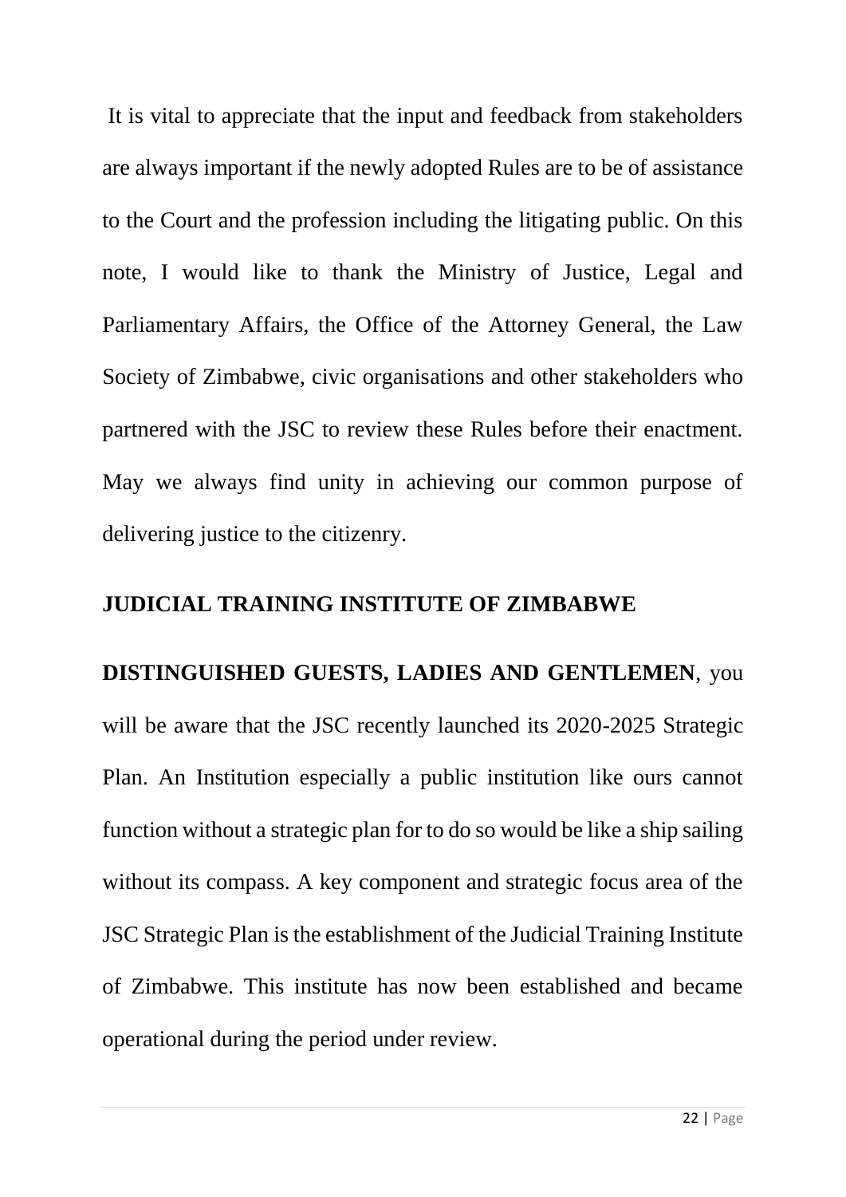It is vital to appreciate that the input and feedback from stakeholders are always important if the newly adopted Rules are to be of assistance to the Court and the profession including the litigating public. On this note, I would like to thank the Ministry of Justice, Legal and Parliamentary Affairs, the Office of the Attorney General, the Law Society of Zimbabwe, civic organisations and other stakeholders who partnered with the JSC to review these Rules before their enactment. May we always find unity in achieving our common purpose of delivering justice to the citizenry.

## JUDICIAL TRAINING INSTITUTE OF ZIMBABWE

**DISTINGUISHED GUESTS, LADIES AND GENTLEMEN**, you will be aware that the JSC recently launched its 2020-2025 Strategic Plan. An Institution especially a public institution like ours cannot function without a strategic plan for to do so would be like a ship sailing without its compass. A key component and strategic focus area of the JSC Strategic Plan is the establishment of the Judicial Training Institute of Zimbabwe. This institute has now been established and became operational during the period under review.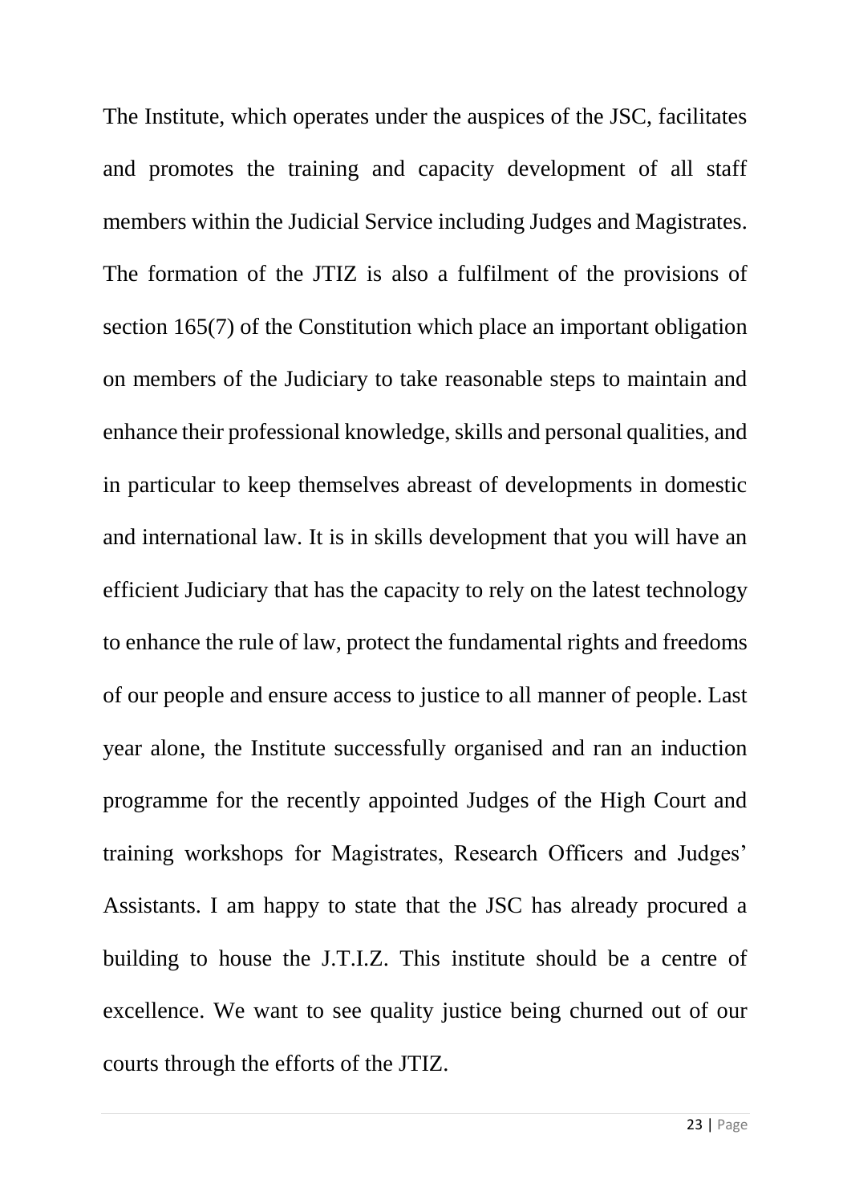The Institute, which operates under the auspices of the JSC, facilitates and promotes the training and capacity development of all staff members within the Judicial Service including Judges and Magistrates. The formation of the JTIZ is also a fulfilment of the provisions of section 165(7) of the Constitution which place an important obligation on members of the Judiciary to take reasonable steps to maintain and enhance their professional knowledge, skills and personal qualities, and in particular to keep themselves abreast of developments in domestic and international law. It is in skills development that you will have an efficient Judiciary that has the capacity to rely on the latest technology to enhance the rule of law, protect the fundamental rights and freedoms of our people and ensure access to justice to all manner of people. Last year alone, the Institute successfully organised and ran an induction programme for the recently appointed Judges of the High Court and training workshops for Magistrates, Research Officers and Judges' Assistants. I am happy to state that the JSC has already procured a building to house the J.T.I.Z. This institute should be a centre of excellence. We want to see quality justice being churned out of our courts through the efforts of the JTIZ.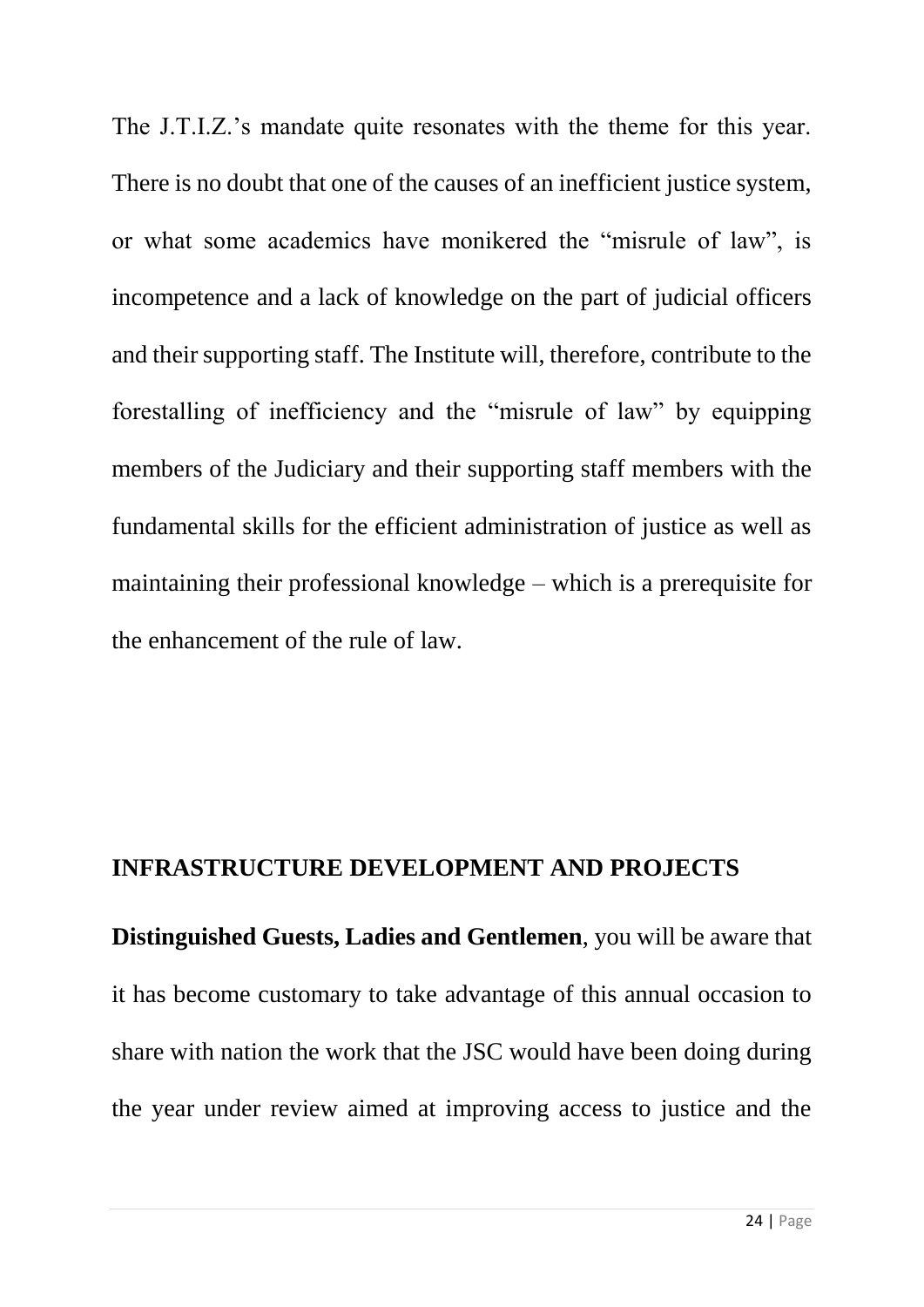The J.T.I.Z.'s mandate quite resonates with the theme for this year. There is no doubt that one of the causes of an inefficient justice system, or what some academics have monikered the "misrule of law", is incompetence and a lack of knowledge on the part of judicial officers and their supporting staff. The Institute will, therefore, contribute to the forestalling of inefficiency and the "misrule of law" by equipping members of the Judiciary and their supporting staff members with the fundamental skills for the efficient administration of justice as well as maintaining their professional knowledge – which is a prerequisite for the enhancement of the rule of law.

## INFRASTRUCTURE DEVELOPMENT AND PROJECTS

**Distinguished Guests, Ladies and Gentlemen**, you will be aware that it has become customary to take advantage of this annual occasion to share with nation the work that the JSC would have been doing during the year under review aimed at improving access to justice and the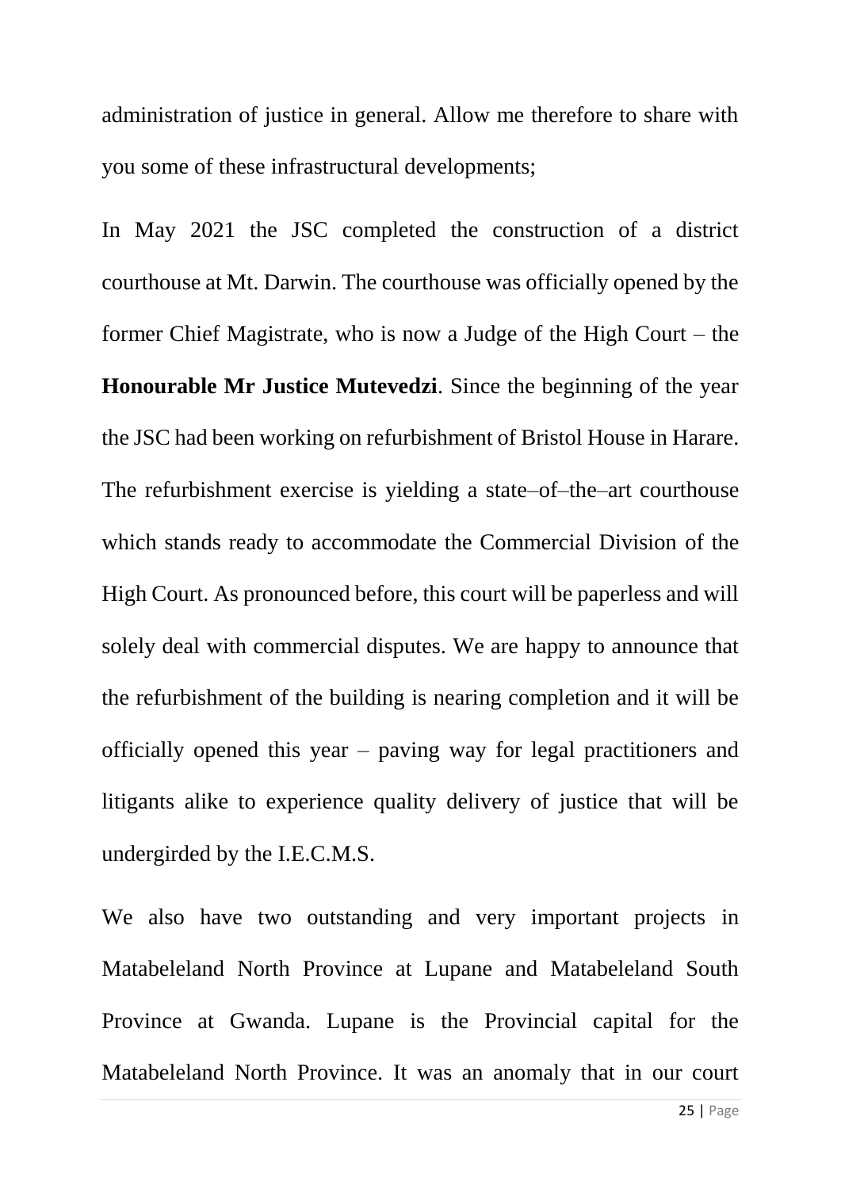administration of justice in general. Allow me therefore to share with you some of these infrastructural developments;

In May 2021 the JSC completed the construction of a district courthouse at Mt. Darwin. The courthouse was officially opened by the former Chief Magistrate, who is now a Judge of the High Court – the **Honourable Mr Justice Mutevedzi**. Since the beginning of the year the JSC had been working on refurbishment of Bristol House in Harare. The refurbishment exercise is yielding a state–of–the–art courthouse which stands ready to accommodate the Commercial Division of the High Court. As pronounced before, this court will be paperless and will solely deal with commercial disputes. We are happy to announce that the refurbishment of the building is nearing completion and it will be officially opened this year – paving way for legal practitioners and litigants alike to experience quality delivery of justice that will be undergirded by the I.E.C.M.S.

We also have two outstanding and very important projects in Matabeleland North Province at Lupane and Matabeleland South Province at Gwanda. Lupane is the Provincial capital for the Matabeleland North Province. It was an anomaly that in our court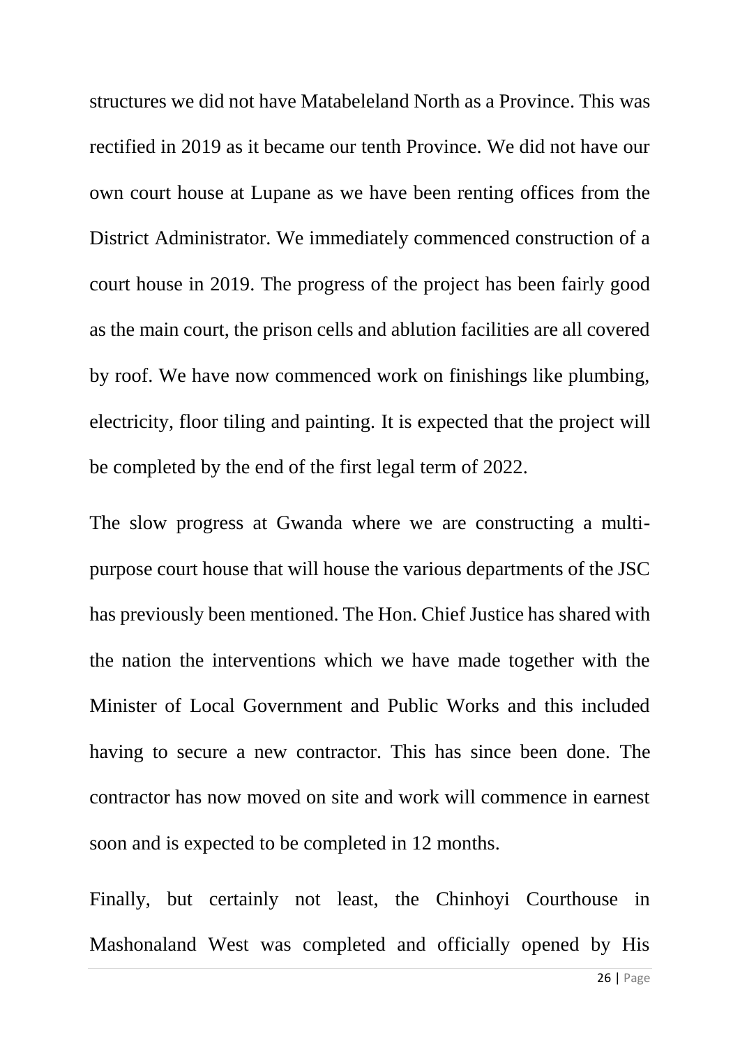structures we did not have Matabeleland North as a Province. This was rectified in 2019 as it became our tenth Province. We did not have our own court house at Lupane as we have been renting offices from the District Administrator. We immediately commenced construction of a court house in 2019. The progress of the project has been fairly good as the main court, the prison cells and ablution facilities are all covered by roof. We have now commenced work on finishings like plumbing, electricity, floor tiling and painting. It is expected that the project will be completed by the end of the first legal term of 2022.

The slow progress at Gwanda where we are constructing a multi-purpose court house that will house the various departments of the JSC has previously been mentioned. The Hon. Chief Justice has shared with the nation the interventions which we have made together with the Minister of Local Government and Public Works and this included having to secure a new contractor. This has since been done. The contractor has now moved on site and work will commence in earnest soon and is expected to be completed in 12 months.

Finally, but certainly not least, the Chinhoyi Courthouse in Mashonaland West was completed and officially opened by His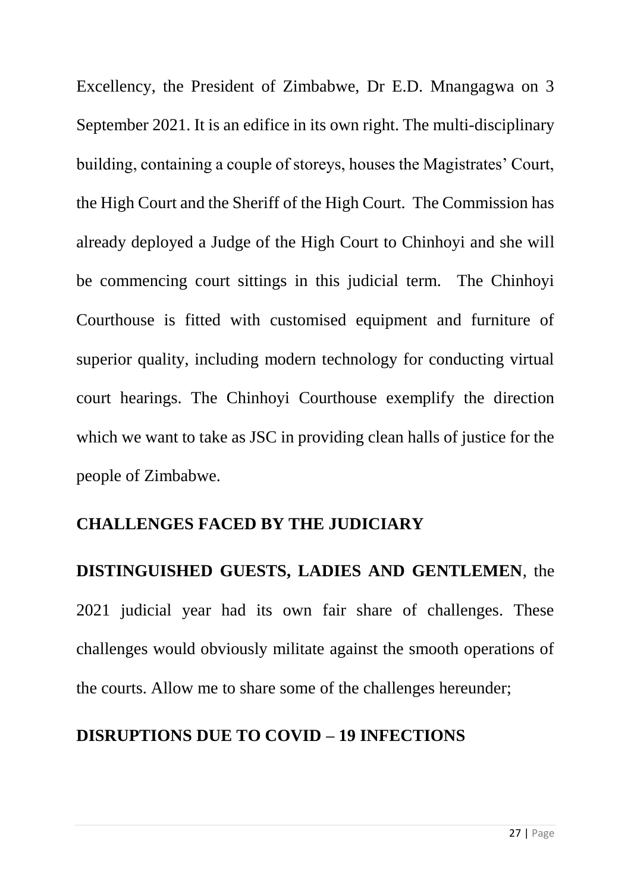Excellency, the President of Zimbabwe, Dr E.D. Mnangagwa on 3 September 2021. It is an edifice in its own right. The multi-disciplinary building, containing a couple of storeys, houses the Magistrates' Court, the High Court and the Sheriff of the High Court. The Commission has already deployed a Judge of the High Court to Chinhoyi and she will be commencing court sittings in this judicial term. The Chinhoyi Courthouse is fitted with customised equipment and furniture of superior quality, including modern technology for conducting virtual court hearings. The Chinhoyi Courthouse exemplify the direction which we want to take as JSC in providing clean halls of justice for the people of Zimbabwe.

## CHALLENGES FACED BY THE JUDICIARY

**DISTINGUISHED GUESTS, LADIES AND GENTLEMEN**, the 2021 judicial year had its own fair share of challenges. These challenges would obviously militate against the smooth operations of the courts. Allow me to share some of the challenges hereunder;

## DISRUPTIONS DUE TO COVID – 19 INFECTIONS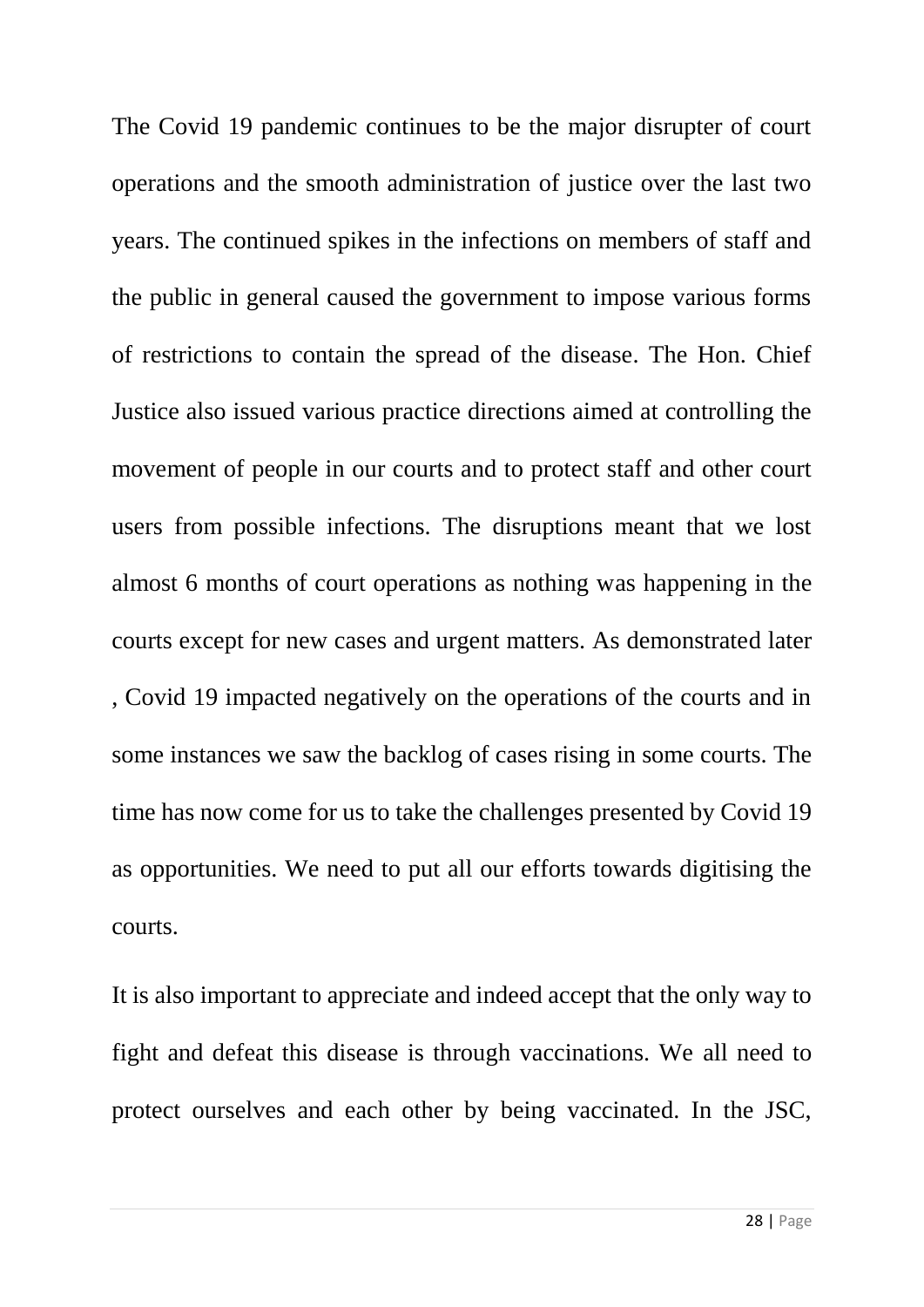The Covid 19 pandemic continues to be the major disrupter of court operations and the smooth administration of justice over the last two years. The continued spikes in the infections on members of staff and the public in general caused the government to impose various forms of restrictions to contain the spread of the disease. The Hon. Chief Justice also issued various practice directions aimed at controlling the movement of people in our courts and to protect staff and other court users from possible infections. The disruptions meant that we lost almost 6 months of court operations as nothing was happening in the courts except for new cases and urgent matters. As demonstrated later , Covid 19 impacted negatively on the operations of the courts and in some instances we saw the backlog of cases rising in some courts. The time has now come for us to take the challenges presented by Covid 19 as opportunities. We need to put all our efforts towards digitising the courts.

It is also important to appreciate and indeed accept that the only way to fight and defeat this disease is through vaccinations. We all need to protect ourselves and each other by being vaccinated. In the JSC,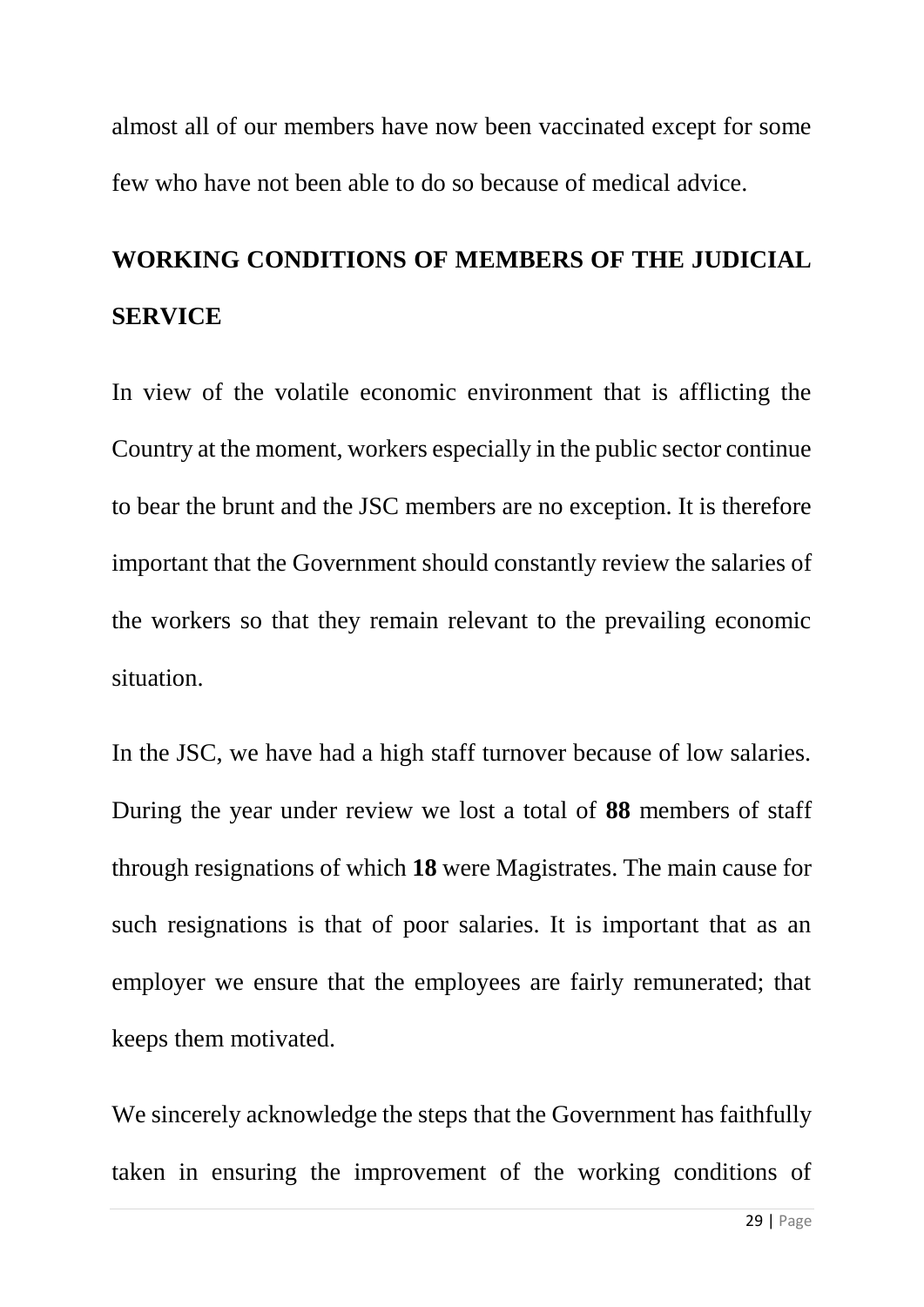almost all of our members have now been vaccinated except for some few who have not been able to do so because of medical advice.

## WORKING CONDITIONS OF MEMBERS OF THE JUDICIAL SERVICE

In view of the volatile economic environment that is afflicting the Country at the moment, workers especially in the public sector continue to bear the brunt and the JSC members are no exception. It is therefore important that the Government should constantly review the salaries of the workers so that they remain relevant to the prevailing economic situation.

In the JSC, we have had a high staff turnover because of low salaries. During the year under review we lost a total of **88** members of staff through resignations of which **18** were Magistrates. The main cause for such resignations is that of poor salaries. It is important that as an employer we ensure that the employees are fairly remunerated; that keeps them motivated.

We sincerely acknowledge the steps that the Government has faithfully taken in ensuring the improvement of the working conditions of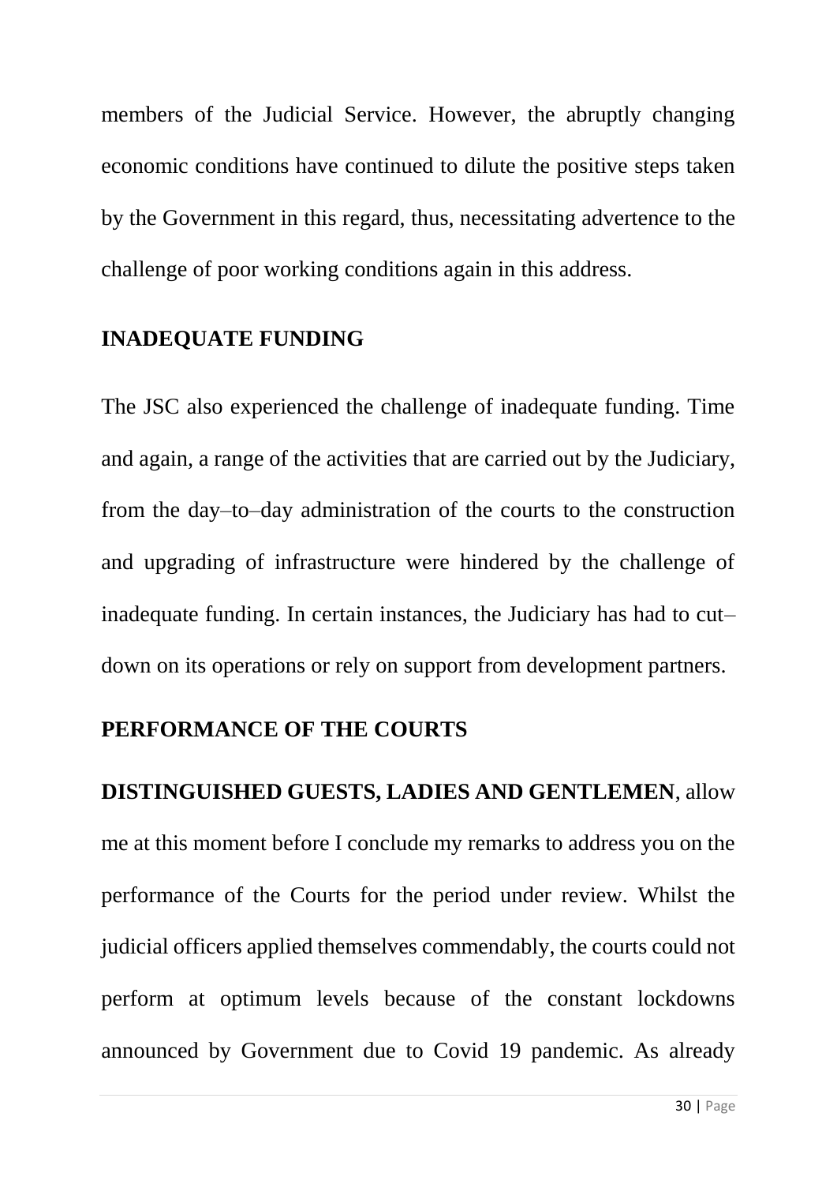members of the Judicial Service. However, the abruptly changing economic conditions have continued to dilute the positive steps taken by the Government in this regard, thus, necessitating advertence to the challenge of poor working conditions again in this address.

## INADEQUATE FUNDING

The JSC also experienced the challenge of inadequate funding. Time and again, a range of the activities that are carried out by the Judiciary, from the day–to–day administration of the courts to the construction and upgrading of infrastructure were hindered by the challenge of inadequate funding. In certain instances, the Judiciary has had to cut–down on its operations or rely on support from development partners.

## PERFORMANCE OF THE COURTS

**DISTINGUISHED GUESTS, LADIES AND GENTLEMEN**, allow me at this moment before I conclude my remarks to address you on the performance of the Courts for the period under review. Whilst the judicial officers applied themselves commendably, the courts could not perform at optimum levels because of the constant lockdowns announced by Government due to Covid 19 pandemic. As already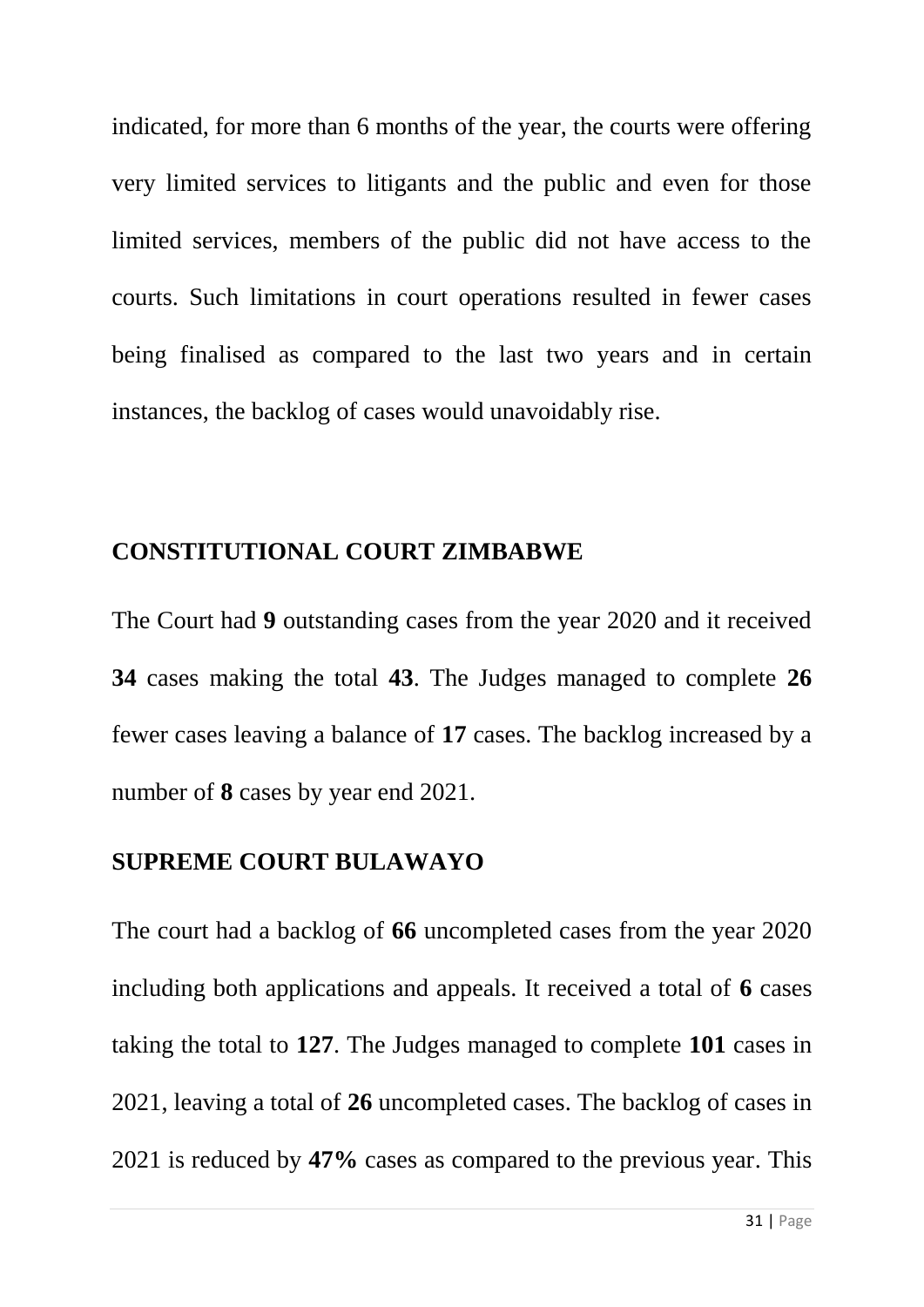indicated, for more than 6 months of the year, the courts were offering very limited services to litigants and the public and even for those limited services, members of the public did not have access to the courts. Such limitations in court operations resulted in fewer cases being finalised as compared to the last two years and in certain instances, the backlog of cases would unavoidably rise.

## CONSTITUTIONAL COURT ZIMBABWE

The Court had **9** outstanding cases from the year 2020 and it received **34** cases making the total **43**. The Judges managed to complete **26** fewer cases leaving a balance of **17** cases. The backlog increased by a number of **8** cases by year end 2021.

## SUPREME COURT BULAWAYO

The court had a backlog of **66** uncompleted cases from the year 2020 including both applications and appeals. It received a total of **6** cases taking the total to **127**. The Judges managed to complete **101** cases in 2021, leaving a total of **26** uncompleted cases. The backlog of cases in 2021 is reduced by **47%** cases as compared to the previous year. This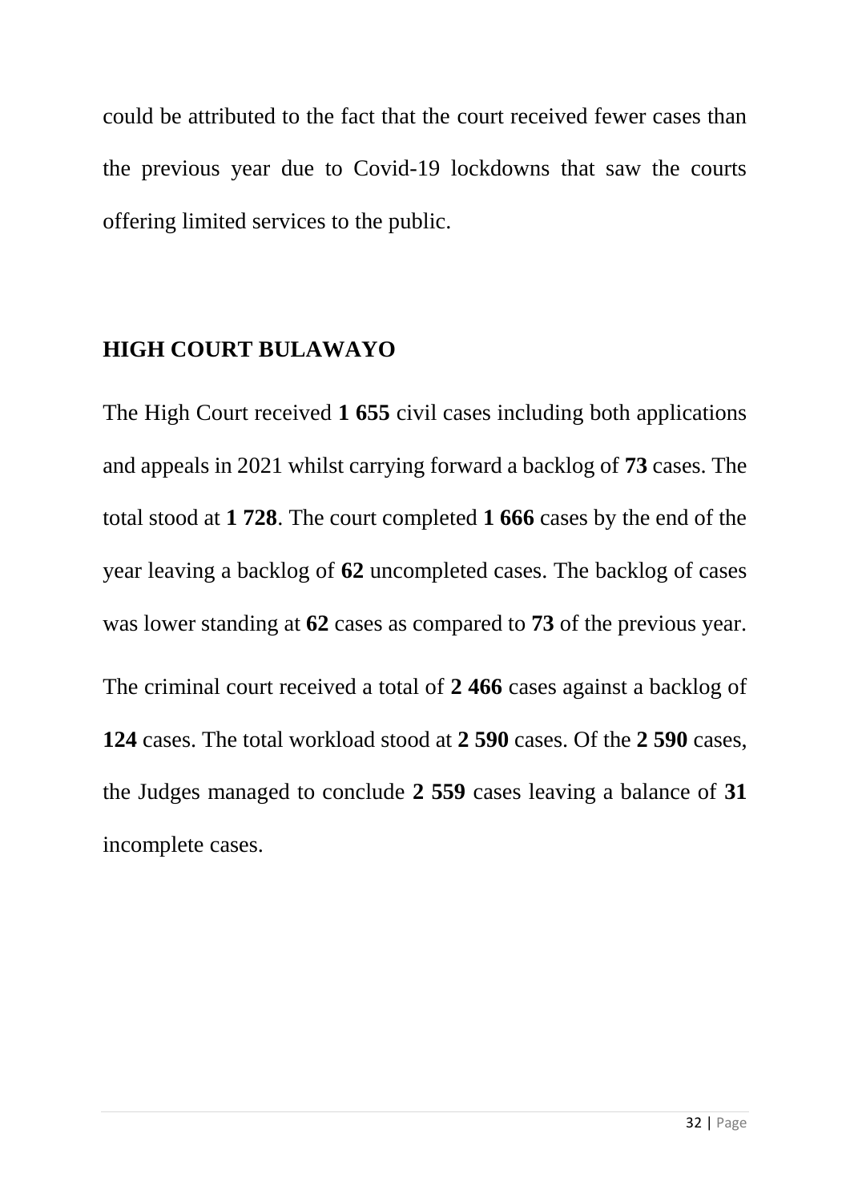could be attributed to the fact that the court received fewer cases than the previous year due to Covid-19 lockdowns that saw the courts offering limited services to the public.

## HIGH COURT BULAWAYO

The High Court received **1 655** civil cases including both applications and appeals in 2021 whilst carrying forward a backlog of **73** cases. The total stood at **1 728**. The court completed **1 666** cases by the end of the year leaving a backlog of **62** uncompleted cases. The backlog of cases was lower standing at **62** cases as compared to **73** of the previous year.

The criminal court received a total of **2 466** cases against a backlog of **124** cases. The total workload stood at **2 590** cases. Of the **2 590** cases, the Judges managed to conclude **2 559** cases leaving a balance of **31** incomplete cases.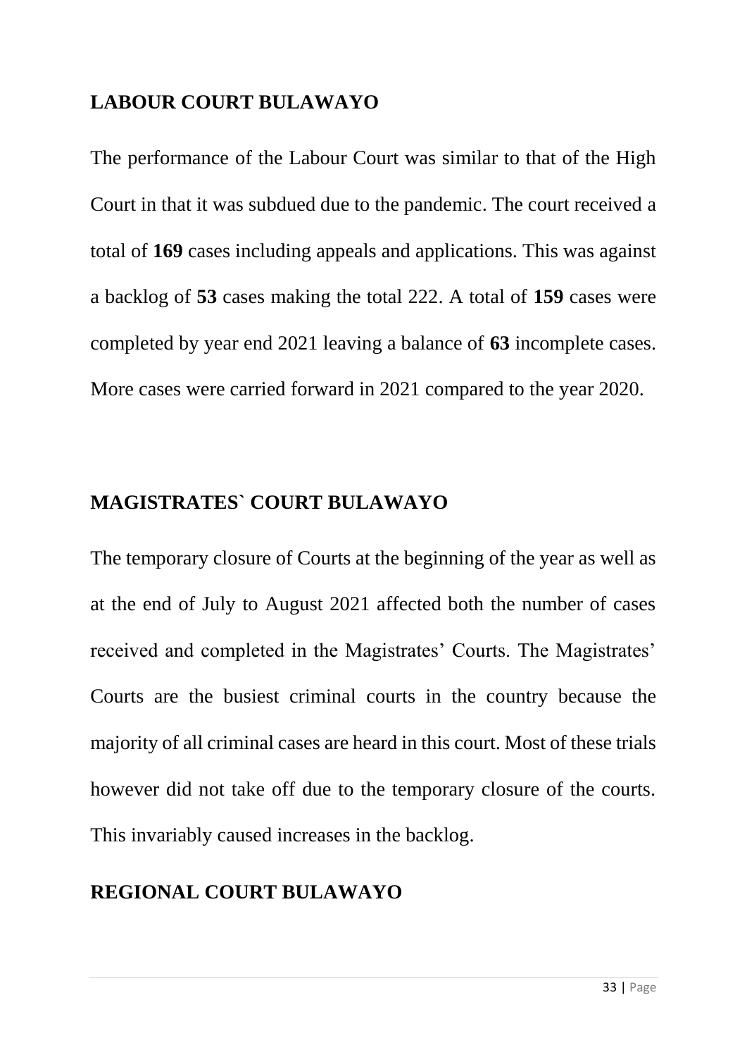## LABOUR COURT BULAWAYO

The performance of the Labour Court was similar to that of the High Court in that it was subdued due to the pandemic. The court received a total of **169** cases including appeals and applications. This was against a backlog of **53** cases making the total 222. A total of **159** cases were completed by year end 2021 leaving a balance of **63** incomplete cases. More cases were carried forward in 2021 compared to the year 2020.

## MAGISTRATES` COURT BULAWAYO

The temporary closure of Courts at the beginning of the year as well as at the end of July to August 2021 affected both the number of cases received and completed in the Magistrates' Courts. The Magistrates' Courts are the busiest criminal courts in the country because the majority of all criminal cases are heard in this court. Most of these trials however did not take off due to the temporary closure of the courts. This invariably caused increases in the backlog.

## REGIONAL COURT BULAWAYO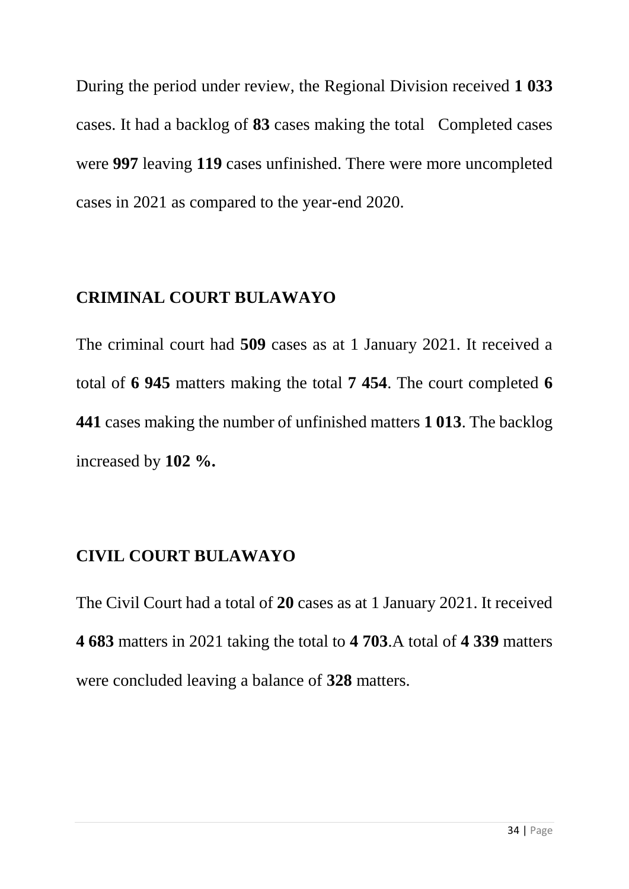During the period under review, the Regional Division received **1 033** cases. It had a backlog of **83** cases making the total Completed cases were **997** leaving **119** cases unfinished. There were more uncompleted cases in 2021 as compared to the year-end 2020.

## CRIMINAL COURT BULAWAYO

The criminal court had **509** cases as at 1 January 2021. It received a total of **6 945** matters making the total **7 454**. The court completed **6 441** cases making the number of unfinished matters **1 013**. The backlog increased by **102 %.**

## CIVIL COURT BULAWAYO

The Civil Court had a total of **20** cases as at 1 January 2021. It received **4 683** matters in 2021 taking the total to **4 703**.A total of **4 339** matters were concluded leaving a balance of **328** matters.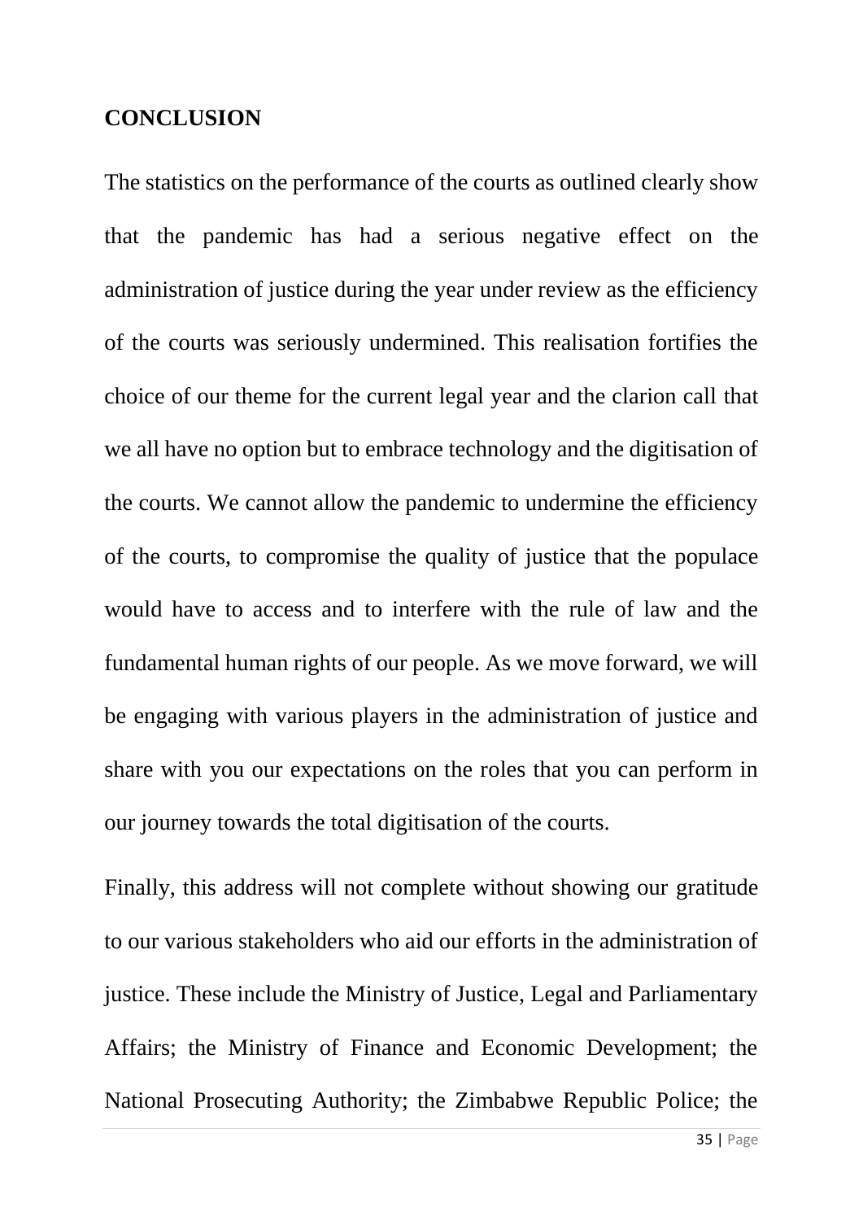## CONCLUSION

The statistics on the performance of the courts as outlined clearly show that the pandemic has had a serious negative effect on the administration of justice during the year under review as the efficiency of the courts was seriously undermined. This realisation fortifies the choice of our theme for the current legal year and the clarion call that we all have no option but to embrace technology and the digitisation of the courts. We cannot allow the pandemic to undermine the efficiency of the courts, to compromise the quality of justice that the populace would have to access and to interfere with the rule of law and the fundamental human rights of our people. As we move forward, we will be engaging with various players in the administration of justice and share with you our expectations on the roles that you can perform in our journey towards the total digitisation of the courts.

Finally, this address will not complete without showing our gratitude to our various stakeholders who aid our efforts in the administration of justice. These include the Ministry of Justice, Legal and Parliamentary Affairs; the Ministry of Finance and Economic Development; the National Prosecuting Authority; the Zimbabwe Republic Police; the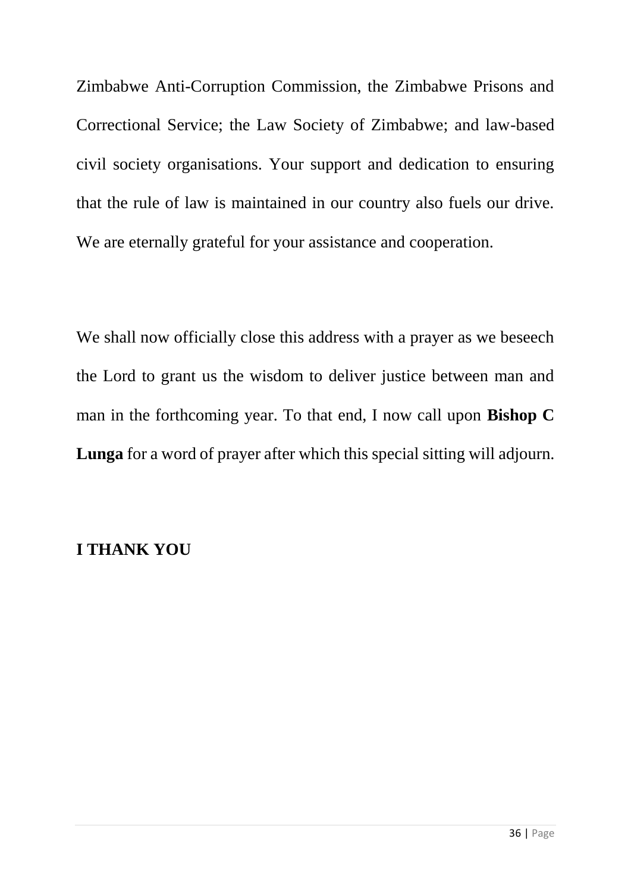Zimbabwe Anti-Corruption Commission, the Zimbabwe Prisons and Correctional Service; the Law Society of Zimbabwe; and law-based civil society organisations. Your support and dedication to ensuring that the rule of law is maintained in our country also fuels our drive. We are eternally grateful for your assistance and cooperation.

We shall now officially close this address with a prayer as we beseech the Lord to grant us the wisdom to deliver justice between man and man in the forthcoming year. To that end, I now call upon **Bishop C Lunga** for a word of prayer after which this special sitting will adjourn.

**I THANK YOU**